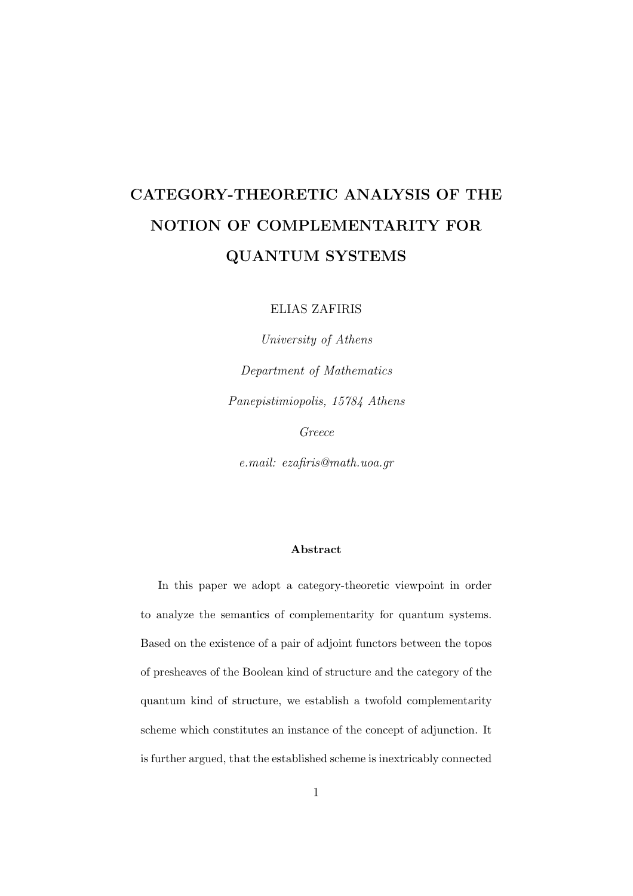# CATEGORY-THEORETIC ANALYSIS OF THE NOTION OF COMPLEMENTARITY FOR QUANTUM SYSTEMS

ELIAS ZAFIRIS

*University of Athens*

*Department of Mathematics*

*Panepistimiopolis, 15784 Athens*

*Greece*

*e.mail: ezafiris@math.uoa.gr*

#### Abstract

In this paper we adopt a category-theoretic viewpoint in order to analyze the semantics of complementarity for quantum systems. Based on the existence of a pair of adjoint functors between the topos of presheaves of the Boolean kind of structure and the category of the quantum kind of structure, we establish a twofold complementarity scheme which constitutes an instance of the concept of adjunction. It is further argued, that the established scheme is inextricably connected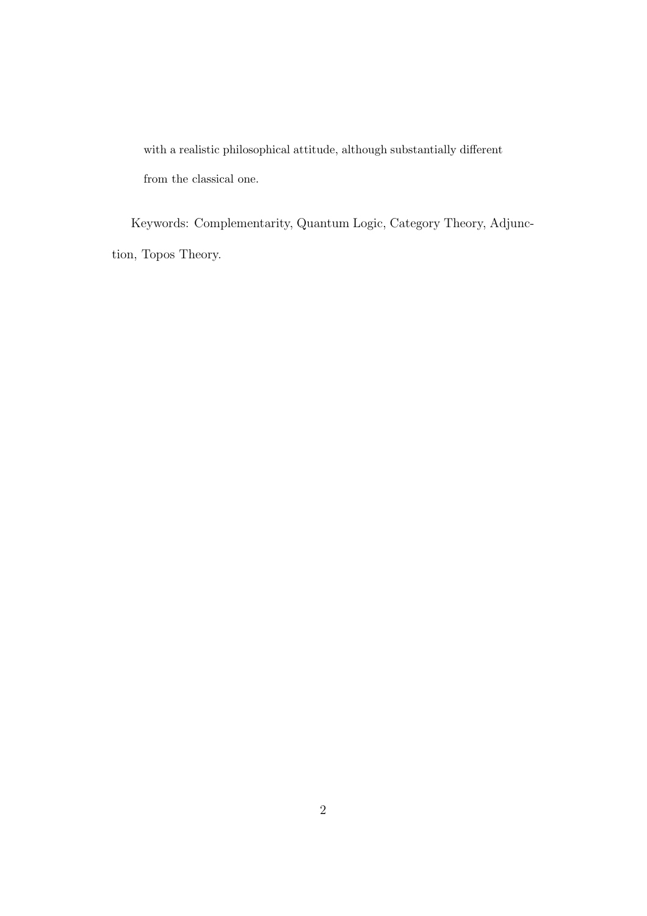with a realistic philosophical attitude, although substantially different from the classical one.

Keywords: Complementarity, Quantum Logic, Category Theory, Adjunction, Topos Theory.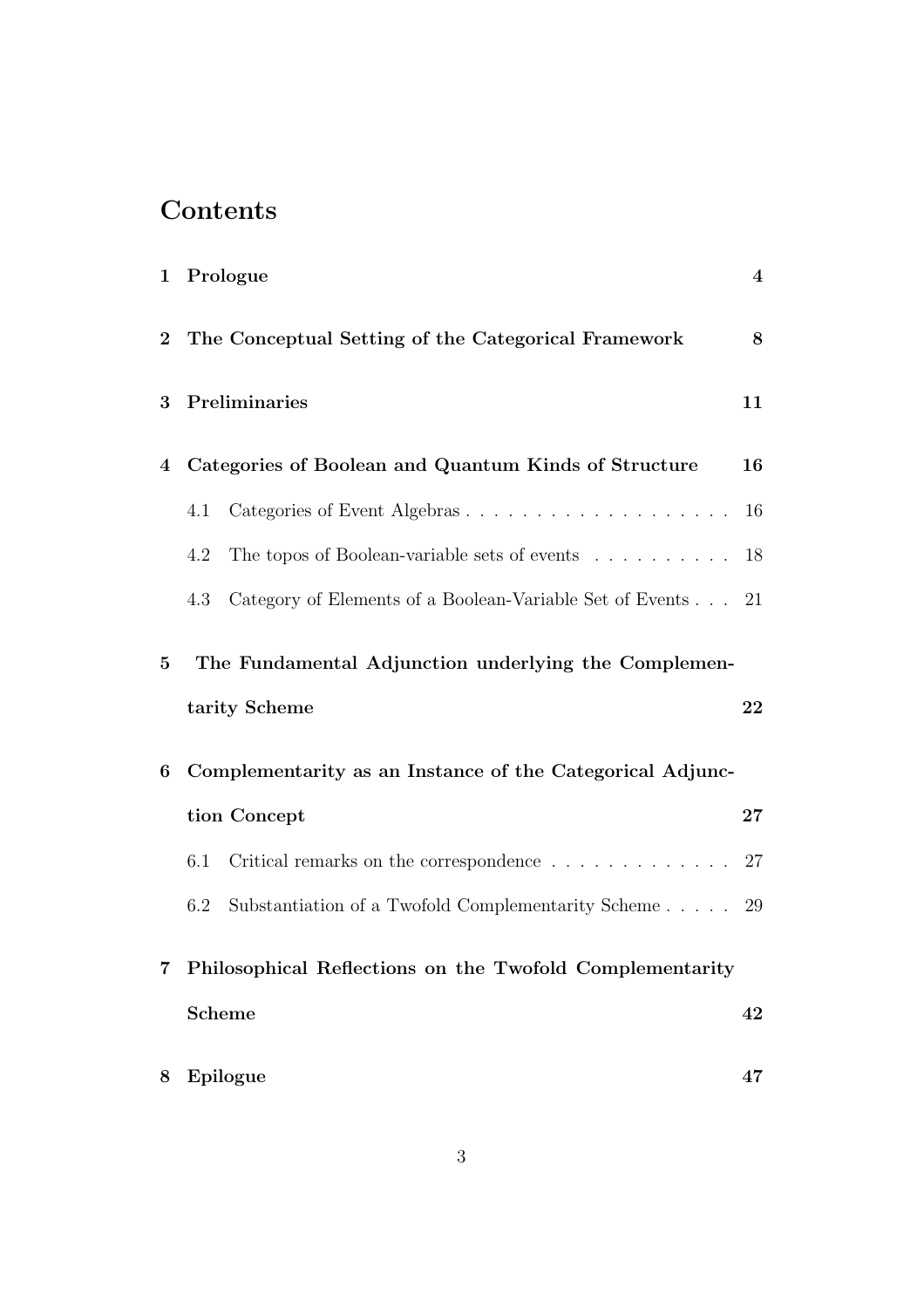# Contents

| | | |
|---|---|---|
| 1 | **Prologue** | **4** |
| 2 | **The Conceptual Setting of the Categorical Framework** | **8** |
| 3 | **Preliminaries** | **11** |
| 4 | **Categories of Boolean and Quantum Kinds of Structure** | **16** |
| | 4.1 Categories of Event Algebras | 16 |
| | 4.2 The topos of Boolean-variable sets of events | 18 |
| | 4.3 Category of Elements of a Boolean-Variable Set of Events | 21 |
| 5 | **The Fundamental Adjunction underlying the Complementarity Scheme** | **22** |
| 6 | **Complementarity as an Instance of the Categorical Adjunction Concept** | **27** |
| | 6.1 Critical remarks on the correspondence | 27 |
| | 6.2 Substantiation of a Twofold Complementarity Scheme | 29 |
| 7 | **Philosophical Reflections on the Twofold Complementarity Scheme** | **42** |
| 8 | **Epilogue** | **47** |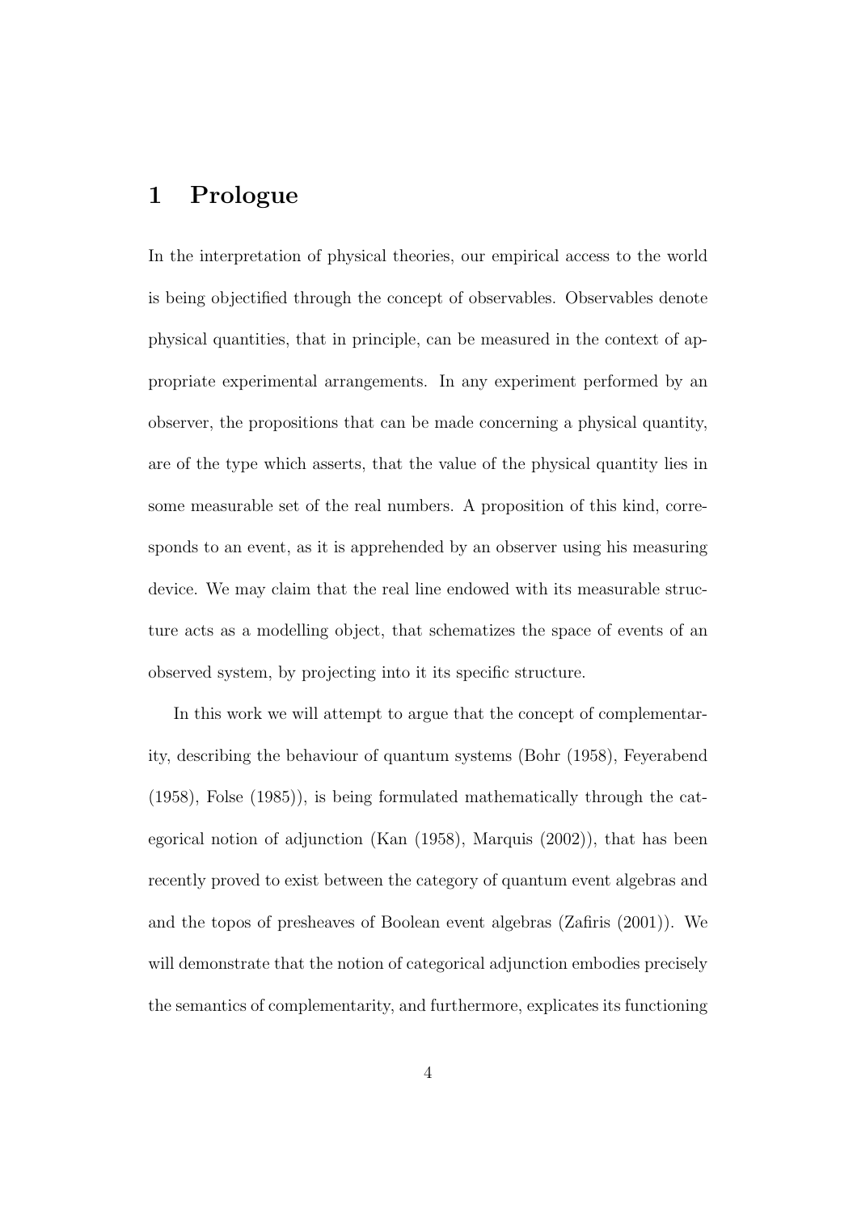# 1 Prologue

In the interpretation of physical theories, our empirical access to the world is being objectified through the concept of observables. Observables denote physical quantities, that in principle, can be measured in the context of appropriate experimental arrangements. In any experiment performed by an observer, the propositions that can be made concerning a physical quantity, are of the type which asserts, that the value of the physical quantity lies in some measurable set of the real numbers. A proposition of this kind, corresponds to an event, as it is apprehended by an observer using his measuring device. We may claim that the real line endowed with its measurable structure acts as a modelling object, that schematizes the space of events of an observed system, by projecting into it its specific structure.

In this work we will attempt to argue that the concept of complementarity, describing the behaviour of quantum systems (Bohr (1958), Feyerabend (1958), Folse (1985)), is being formulated mathematically through the categorical notion of adjunction (Kan (1958), Marquis (2002)), that has been recently proved to exist between the category of quantum event algebras and and the topos of presheaves of Boolean event algebras (Zafiris (2001)). We will demonstrate that the notion of categorical adjunction embodies precisely the semantics of complementarity, and furthermore, explicates its functioning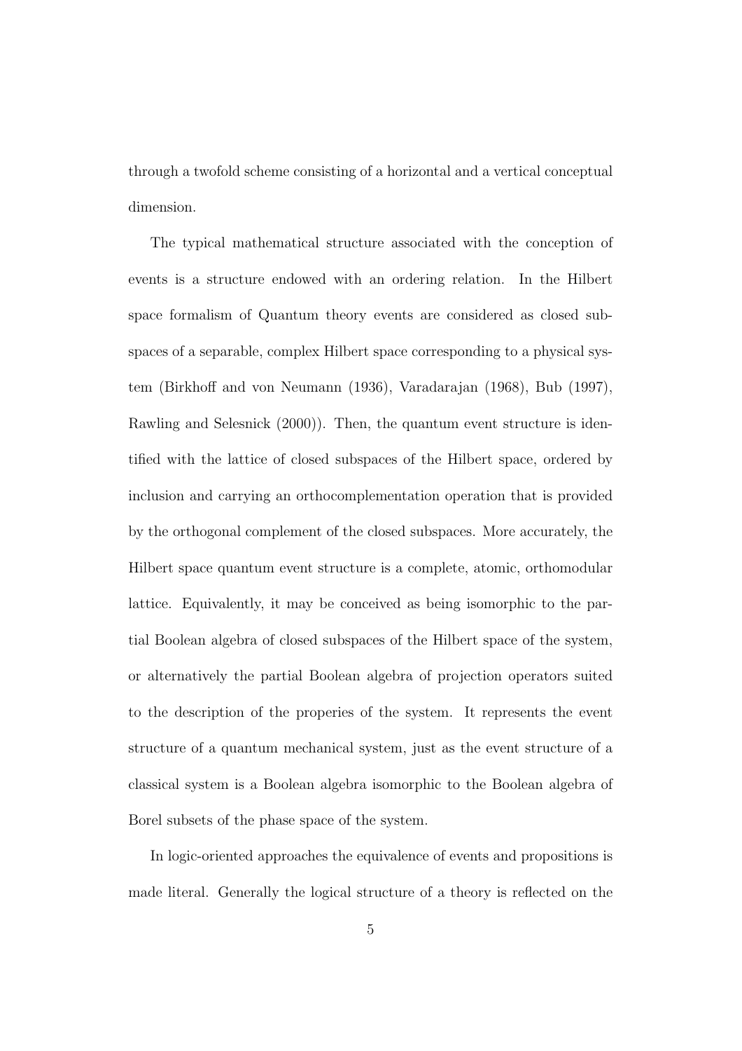through a twofold scheme consisting of a horizontal and a vertical conceptual dimension.

The typical mathematical structure associated with the conception of events is a structure endowed with an ordering relation. In the Hilbert space formalism of Quantum theory events are considered as closed subspaces of a separable, complex Hilbert space corresponding to a physical system (Birkhoff and von Neumann (1936), Varadarajan (1968), Bub (1997), Rawling and Selesnick (2000)). Then, the quantum event structure is identified with the lattice of closed subspaces of the Hilbert space, ordered by inclusion and carrying an orthocomplementation operation that is provided by the orthogonal complement of the closed subspaces. More accurately, the Hilbert space quantum event structure is a complete, atomic, orthomodular lattice. Equivalently, it may be conceived as being isomorphic to the partial Boolean algebra of closed subspaces of the Hilbert space of the system, or alternatively the partial Boolean algebra of projection operators suited to the description of the properies of the system. It represents the event structure of a quantum mechanical system, just as the event structure of a classical system is a Boolean algebra isomorphic to the Boolean algebra of Borel subsets of the phase space of the system.

In logic-oriented approaches the equivalence of events and propositions is made literal. Generally the logical structure of a theory is reflected on the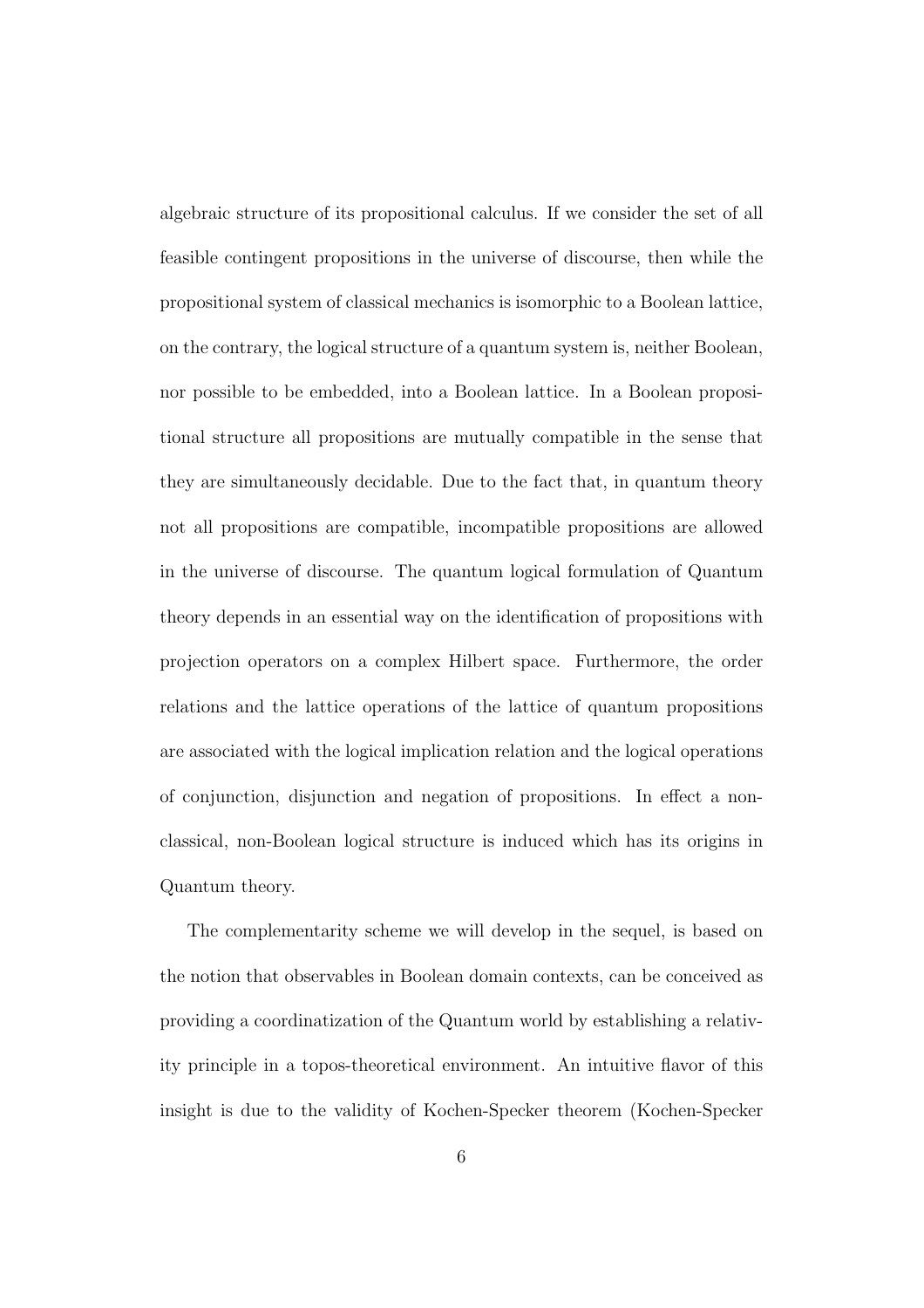algebraic structure of its propositional calculus. If we consider the set of all feasible contingent propositions in the universe of discourse, then while the propositional system of classical mechanics is isomorphic to a Boolean lattice, on the contrary, the logical structure of a quantum system is, neither Boolean, nor possible to be embedded, into a Boolean lattice. In a Boolean propositional structure all propositions are mutually compatible in the sense that they are simultaneously decidable. Due to the fact that, in quantum theory not all propositions are compatible, incompatible propositions are allowed in the universe of discourse. The quantum logical formulation of Quantum theory depends in an essential way on the identification of propositions with projection operators on a complex Hilbert space. Furthermore, the order relations and the lattice operations of the lattice of quantum propositions are associated with the logical implication relation and the logical operations of conjunction, disjunction and negation of propositions. In effect a non-classical, non-Boolean logical structure is induced which has its origins in Quantum theory.

The complementarity scheme we will develop in the sequel, is based on the notion that observables in Boolean domain contexts, can be conceived as providing a coordinatization of the Quantum world by establishing a relativity principle in a topos-theoretical environment. An intuitive flavor of this insight is due to the validity of Kochen-Specker theorem (Kochen-Specker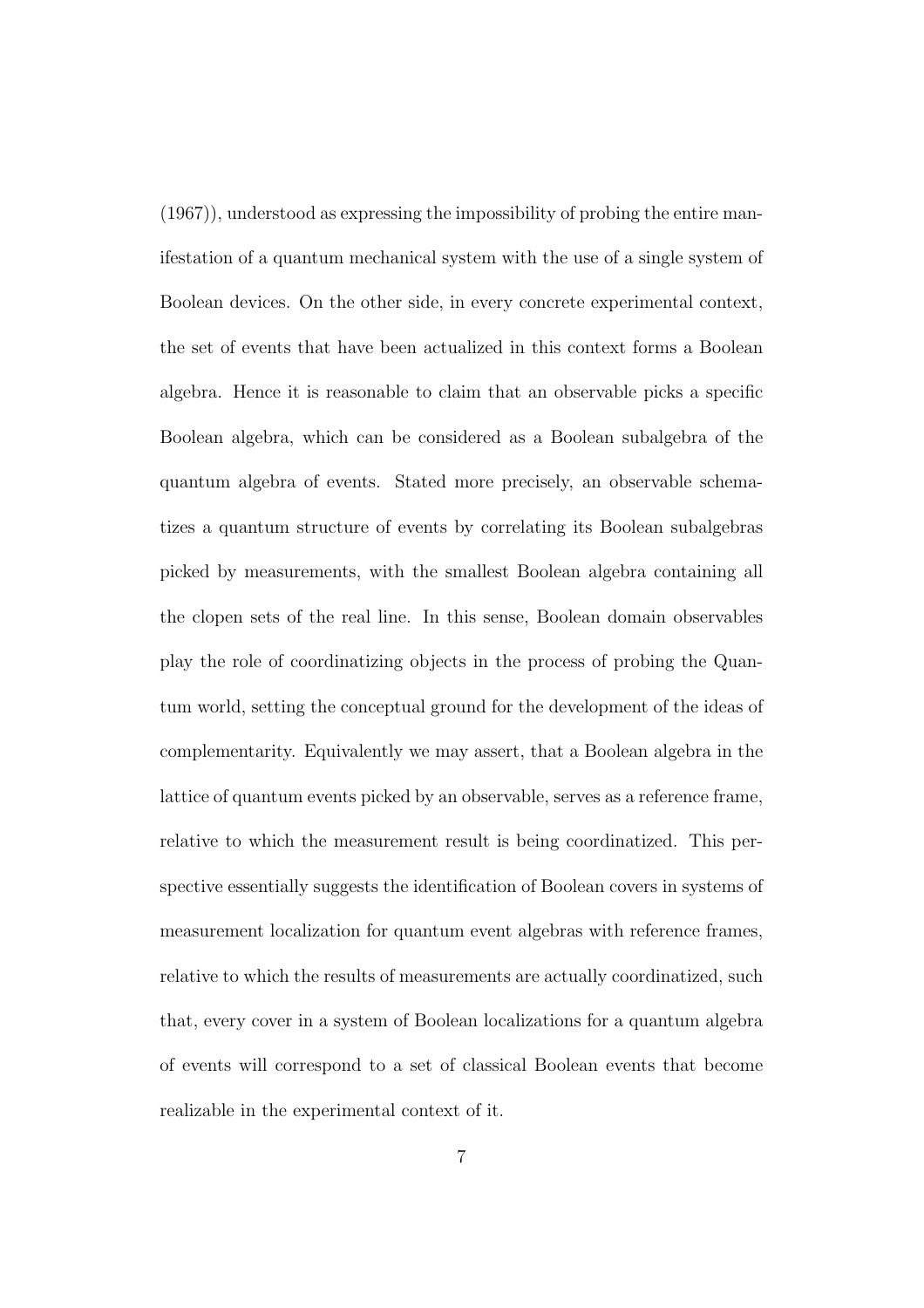(1967)), understood as expressing the impossibility of probing the entire manifestation of a quantum mechanical system with the use of a single system of Boolean devices. On the other side, in every concrete experimental context, the set of events that have been actualized in this context forms a Boolean algebra. Hence it is reasonable to claim that an observable picks a specific Boolean algebra, which can be considered as a Boolean subalgebra of the quantum algebra of events. Stated more precisely, an observable schematizes a quantum structure of events by correlating its Boolean subalgebras picked by measurements, with the smallest Boolean algebra containing all the clopen sets of the real line. In this sense, Boolean domain observables play the role of coordinatizing objects in the process of probing the Quantum world, setting the conceptual ground for the development of the ideas of complementarity. Equivalently we may assert, that a Boolean algebra in the lattice of quantum events picked by an observable, serves as a reference frame, relative to which the measurement result is being coordinatized. This perspective essentially suggests the identification of Boolean covers in systems of measurement localization for quantum event algebras with reference frames, relative to which the results of measurements are actually coordinatized, such that, every cover in a system of Boolean localizations for a quantum algebra of events will correspond to a set of classical Boolean events that become realizable in the experimental context of it.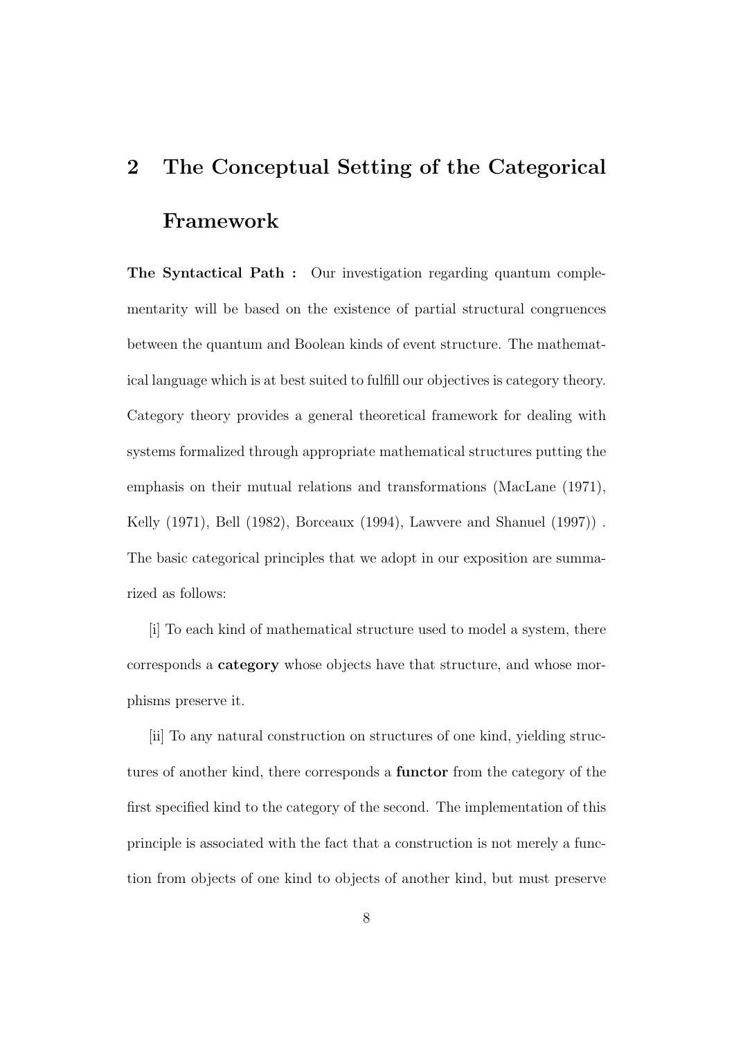## 2 The Conceptual Setting of the Categorical Framework

**The Syntactical Path :** Our investigation regarding quantum complementarity will be based on the existence of partial structural congruences between the quantum and Boolean kinds of event structure. The mathematical language which is at best suited to fulfill our objectives is category theory. Category theory provides a general theoretical framework for dealing with systems formalized through appropriate mathematical structures putting the emphasis on their mutual relations and transformations (MacLane (1971), Kelly (1971), Bell (1982), Borceaux (1994), Lawvere and Shanuel (1997)) . The basic categorical principles that we adopt in our exposition are summarized as follows:

[i] To each kind of mathematical structure used to model a system, there corresponds a **category** whose objects have that structure, and whose morphisms preserve it.

[ii] To any natural construction on structures of one kind, yielding structures of another kind, there corresponds a **functor** from the category of the first specified kind to the category of the second. The implementation of this principle is associated with the fact that a construction is not merely a function from objects of one kind to objects of another kind, but must preserve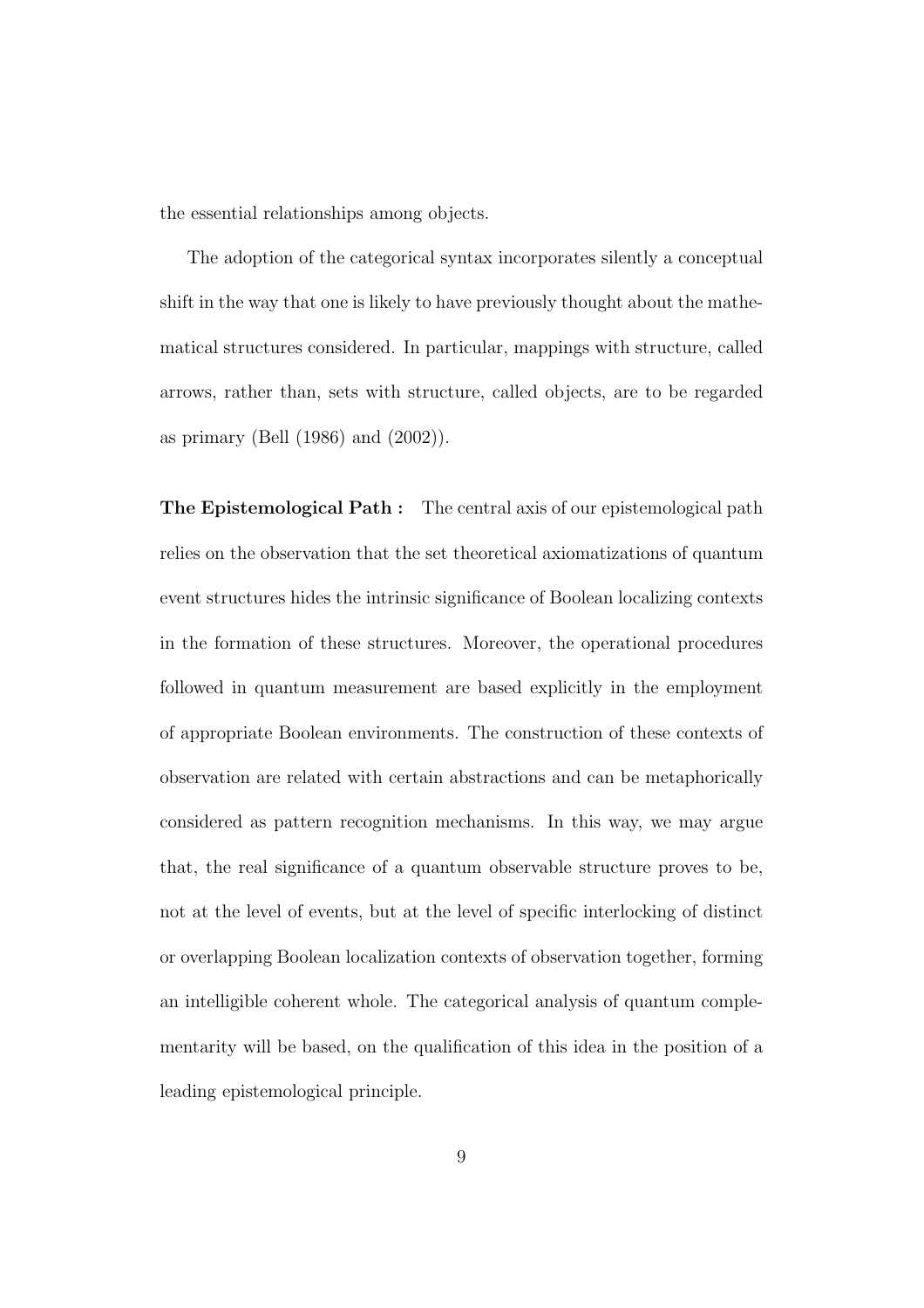the essential relationships among objects.

The adoption of the categorical syntax incorporates silently a conceptual shift in the way that one is likely to have previously thought about the mathematical structures considered. In particular, mappings with structure, called arrows, rather than, sets with structure, called objects, are to be regarded as primary (Bell (1986) and (2002)).

**The Epistemological Path :** The central axis of our epistemological path relies on the observation that the set theoretical axiomatizations of quantum event structures hides the intrinsic significance of Boolean localizing contexts in the formation of these structures. Moreover, the operational procedures followed in quantum measurement are based explicitly in the employment of appropriate Boolean environments. The construction of these contexts of observation are related with certain abstractions and can be metaphorically considered as pattern recognition mechanisms. In this way, we may argue that, the real significance of a quantum observable structure proves to be, not at the level of events, but at the level of specific interlocking of distinct or overlapping Boolean localization contexts of observation together, forming an intelligible coherent whole. The categorical analysis of quantum complementarity will be based, on the qualification of this idea in the position of a leading epistemological principle.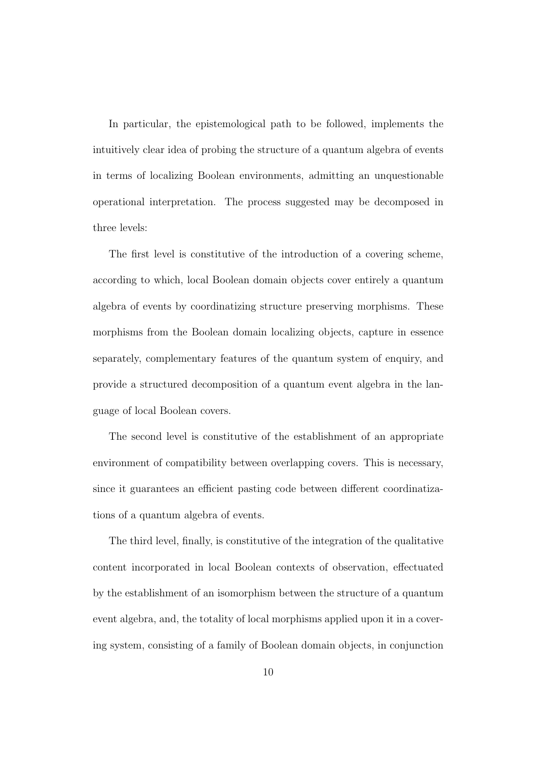In particular, the epistemological path to be followed, implements the intuitively clear idea of probing the structure of a quantum algebra of events in terms of localizing Boolean environments, admitting an unquestionable operational interpretation. The process suggested may be decomposed in three levels:

The first level is constitutive of the introduction of a covering scheme, according to which, local Boolean domain objects cover entirely a quantum algebra of events by coordinatizing structure preserving morphisms. These morphisms from the Boolean domain localizing objects, capture in essence separately, complementary features of the quantum system of enquiry, and provide a structured decomposition of a quantum event algebra in the language of local Boolean covers.

The second level is constitutive of the establishment of an appropriate environment of compatibility between overlapping covers. This is necessary, since it guarantees an efficient pasting code between different coordinatizations of a quantum algebra of events.

The third level, finally, is constitutive of the integration of the qualitative content incorporated in local Boolean contexts of observation, effectuated by the establishment of an isomorphism between the structure of a quantum event algebra, and, the totality of local morphisms applied upon it in a covering system, consisting of a family of Boolean domain objects, in conjunction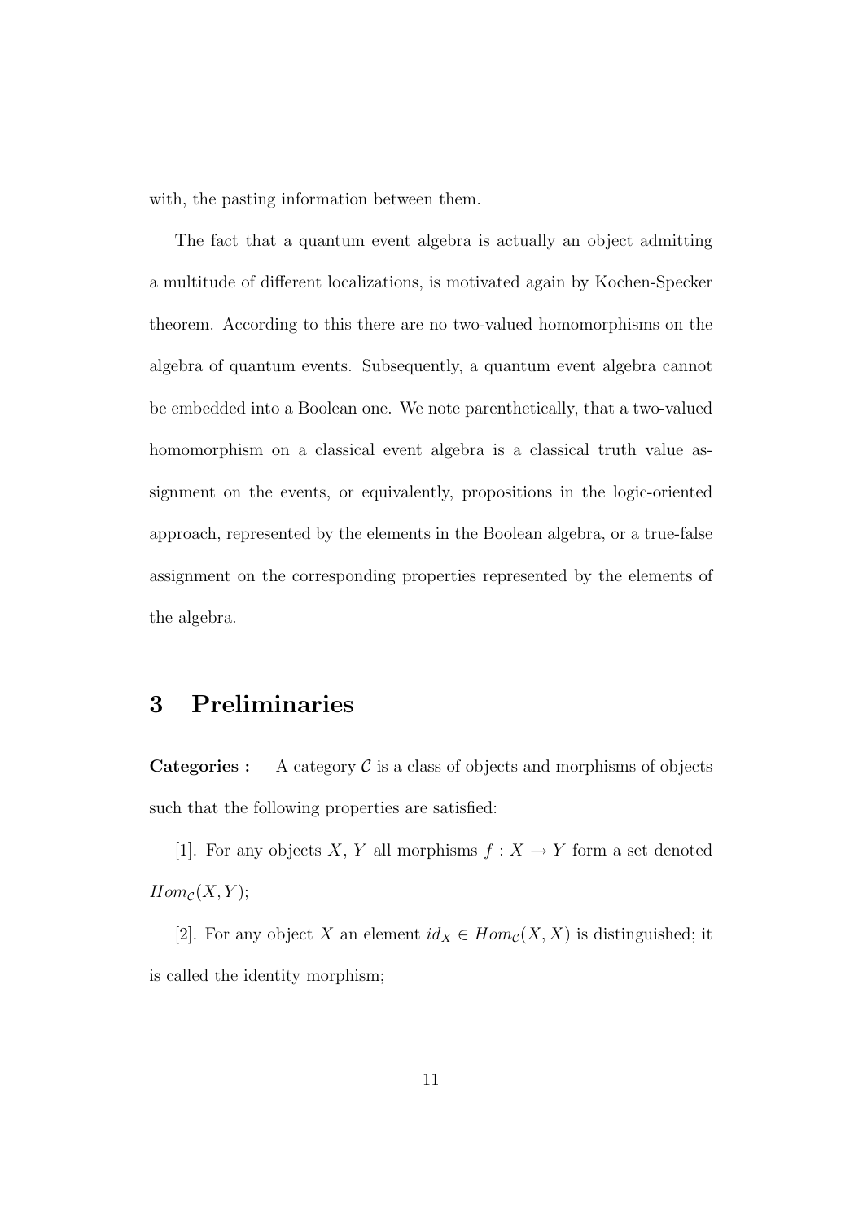with, the pasting information between them.

The fact that a quantum event algebra is actually an object admitting a multitude of different localizations, is motivated again by Kochen-Specker theorem. According to this there are no two-valued homomorphisms on the algebra of quantum events. Subsequently, a quantum event algebra cannot be embedded into a Boolean one. We note parenthetically, that a two-valued homomorphism on a classical event algebra is a classical truth value assignment on the events, or equivalently, propositions in the logic-oriented approach, represented by the elements in the Boolean algebra, or a true-false assignment on the corresponding properties represented by the elements of the algebra.

# 3 Preliminaries

**Categories :** A category $\mathcal{C}$ is a class of objects and morphisms of objects such that the following properties are satisfied:

[1]. For any objects $X$, $Y$ all morphisms $f : X \to Y$ form a set denoted $Hom_{\mathcal{C}}(X, Y)$;

[2]. For any object $X$ an element $id_X \in Hom_{\mathcal{C}}(X, X)$ is distinguished; it is called the identity morphism;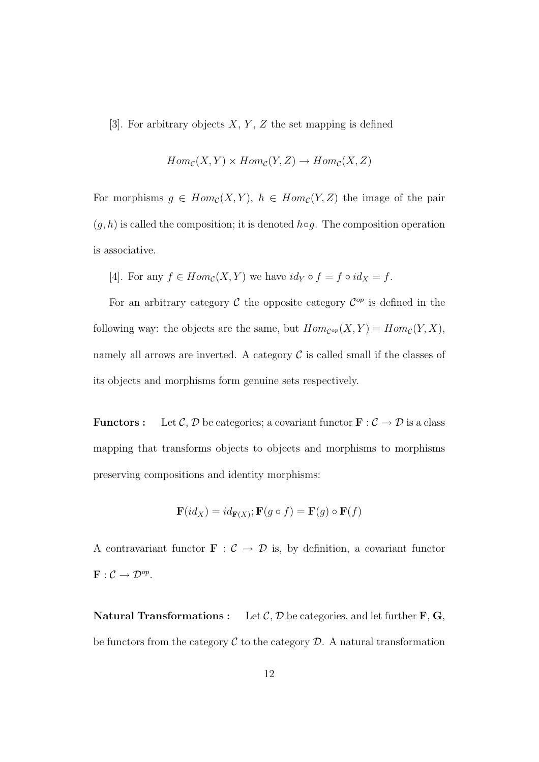[3]. For arbitrary objects $X$, $Y$, $Z$ the set mapping is defined

$$Hom_{\mathcal{C}}(X,Y) \times Hom_{\mathcal{C}}(Y,Z) \to Hom_{\mathcal{C}}(X,Z)$$

For morphisms $g \in Hom_{\mathcal{C}}(X,Y)$, $h \in Hom_{\mathcal{C}}(Y,Z)$ the image of the pair $(g,h)$ is called the composition; it is denoted $h \circ g$. The composition operation is associative.

[4]. For any $f \in Hom_{\mathcal{C}}(X,Y)$ we have $id_Y \circ f = f \circ id_X = f$.

For an arbitrary category $\mathcal{C}$ the opposite category $\mathcal{C}^{op}$ is defined in the following way: the objects are the same, but $Hom_{\mathcal{C}^{op}}(X,Y) = Hom_{\mathcal{C}}(Y,X)$, namely all arrows are inverted. A category $\mathcal{C}$ is called small if the classes of its objects and morphisms form genuine sets respectively.

**Functors :** Let $\mathcal{C}$, $\mathcal{D}$ be categories; a covariant functor $\mathbf{F} : \mathcal{C} \to \mathcal{D}$ is a class mapping that transforms objects to objects and morphisms to morphisms preserving compositions and identity morphisms:

$$\mathbf{F}(id_X) = id_{\mathbf{F}(X)}; \mathbf{F}(g \circ f) = \mathbf{F}(g) \circ \mathbf{F}(f)$$

A contravariant functor $\mathbf{F} : \mathcal{C} \to \mathcal{D}$ is, by definition, a covariant functor $\mathbf{F} : \mathcal{C} \to \mathcal{D}^{op}$.

**Natural Transformations :** Let $\mathcal{C}$, $\mathcal{D}$ be categories, and let further $\mathbf{F}$, $\mathbf{G}$, be functors from the category $\mathcal{C}$ to the category $\mathcal{D}$. A natural transformation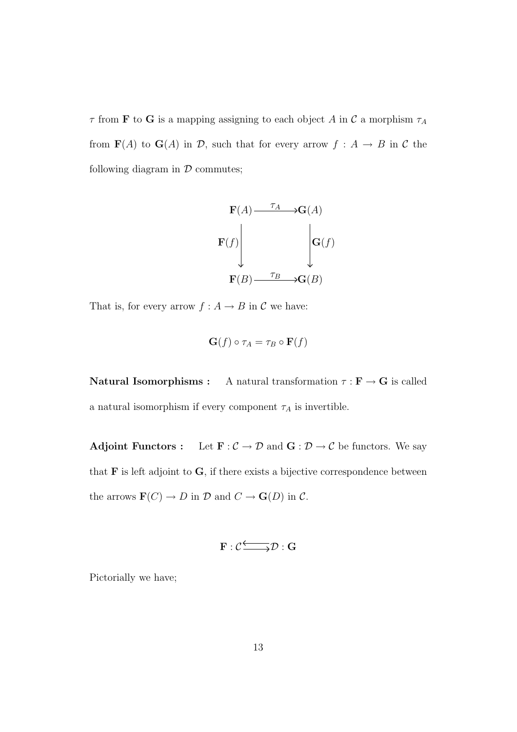$\tau$ from $\mathbf{F}$ to $\mathbf{G}$ is a mapping assigning to each object $A$ in $\mathcal{C}$ a morphism $\tau_A$ from $\mathbf{F}(A)$ to $\mathbf{G}(A)$ in $\mathcal{D}$, such that for every arrow $f : A \to B$ in $\mathcal{C}$ the following diagram in $\mathcal{D}$ commutes;

$$\begin{array}{ccc}
\mathbf{F}(A) & \xrightarrow{\tau_A} & \mathbf{G}(A) \\
\mathbf{F}(f) \Big\downarrow & & \Big\downarrow \mathbf{G}(f) \\
\mathbf{F}(B) & \xrightarrow{\tau_B} & \mathbf{G}(B)
\end{array}$$

That is, for every arrow $f : A \to B$ in $\mathcal{C}$ we have:

$$\mathbf{G}(f) \circ \tau_A = \tau_B \circ \mathbf{F}(f)$$

**Natural Isomorphisms :** A natural transformation $\tau : \mathbf{F} \to \mathbf{G}$ is called a natural isomorphism if every component $\tau_A$ is invertible.

**Adjoint Functors :** Let $\mathbf{F} : \mathcal{C} \to \mathcal{D}$ and $\mathbf{G} : \mathcal{D} \to \mathcal{C}$ be functors. We say that $\mathbf{F}$ is left adjoint to $\mathbf{G}$, if there exists a bijective correspondence between the arrows $\mathbf{F}(C) \to D$ in $\mathcal{D}$ and $C \to \mathbf{G}(D)$ in $\mathcal{C}$.

$$\mathbf{F} : \mathcal{C} \rightleftarrows \mathcal{D} : \mathbf{G}$$

Pictorially we have;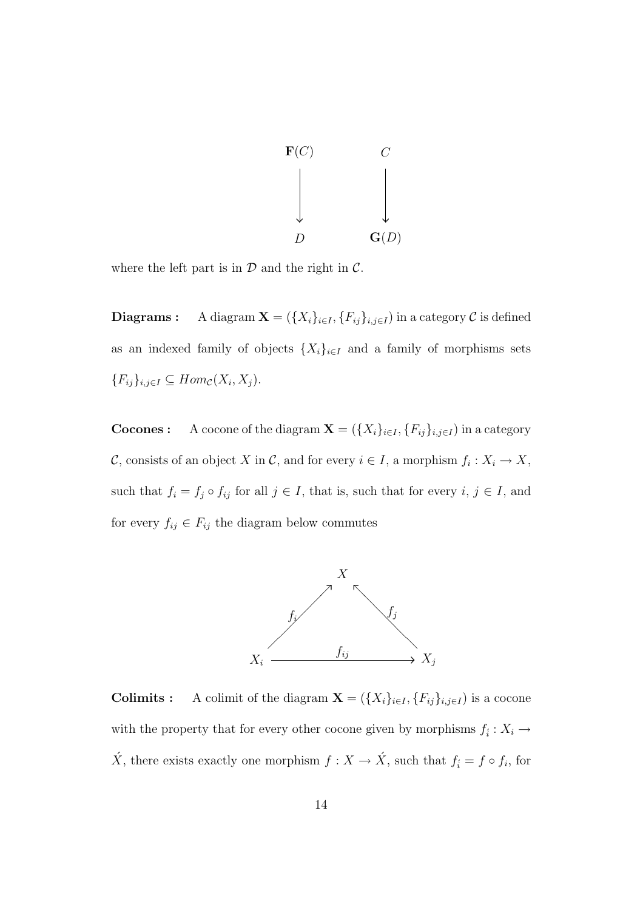$$
\begin{array}{ccc}
\mathbf{F}(C) & & C \\
\downarrow & & \downarrow \\
D & & \mathbf{G}(D)
\end{array}
$$

where the left part is in $\mathcal{D}$ and the right in $\mathcal{C}$.

**Diagrams :** A diagram $\mathbf{X} = (\{X_i\}_{i \in I}, \{F_{ij}\}_{i,j \in I})$ in a category $\mathcal{C}$ is defined as an indexed family of objects $\{X_i\}_{i \in I}$ and a family of morphisms sets $\{F_{ij}\}_{i,j \in I} \subseteq Hom_{\mathcal{C}}(X_i, X_j)$.

**Cocones :** A cocone of the diagram $\mathbf{X} = (\{X_i\}_{i \in I}, \{F_{ij}\}_{i,j \in I})$ in a category $\mathcal{C}$, consists of an object $X$ in $\mathcal{C}$, and for every $i \in I$, a morphism $f_i : X_i \to X$, such that $f_i = f_j \circ f_{ij}$ for all $j \in I$, that is, such that for every $i$, $j \in I$, and for every $f_{ij} \in F_{ij}$ the diagram below commutes

$$
\begin{array}{ccccc}
 & & X & & \\
 & \nearrow^{f_i} & & \nwarrow^{f_j} & \\
X_i & & \xrightarrow{\quad f_{ij} \quad} & & X_j
\end{array}
$$

**Colimits :** A colimit of the diagram $\mathbf{X} = (\{X_i\}_{i \in I}, \{F_{ij}\}_{i,j \in I})$ is a cocone with the property that for every other cocone given by morphisms $f_{\acute{i}} : X_i \to \acute{X}$, there exists exactly one morphism $f : X \to \acute{X}$, such that $f_{\acute{i}} = f \circ f_i$, for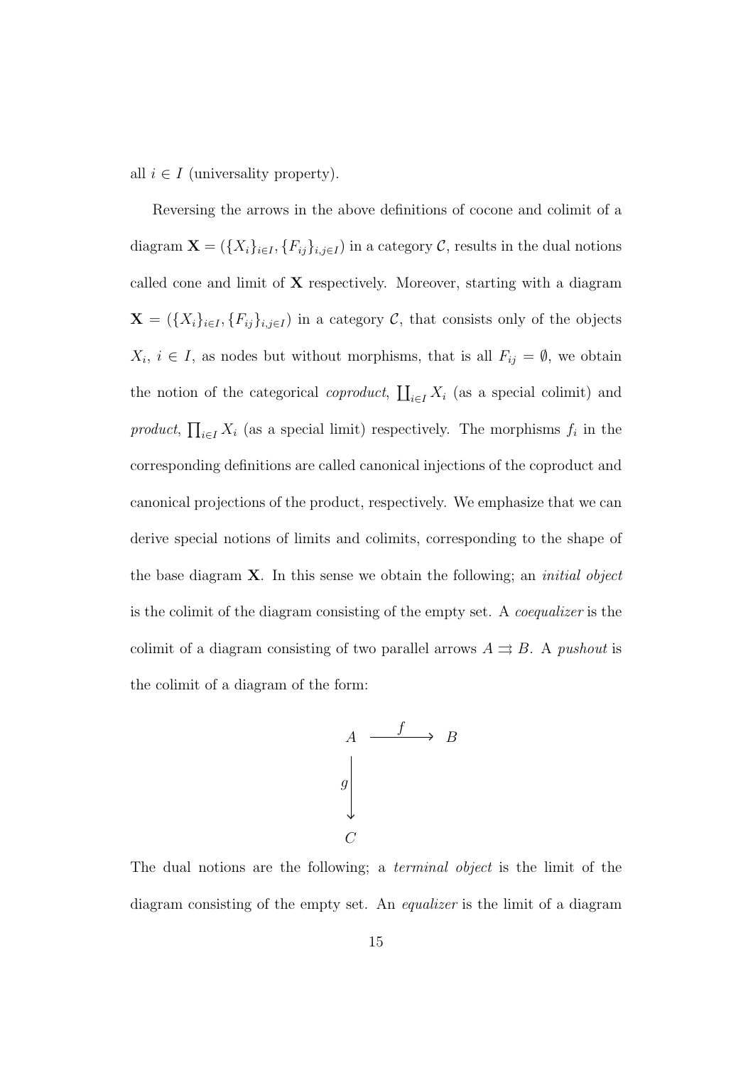all $i \in I$ (universality property).

Reversing the arrows in the above definitions of cocone and colimit of a diagram $\mathbf{X} = (\{X_i\}_{i \in I}, \{F_{ij}\}_{i,j \in I})$ in a category $\mathcal{C}$, results in the dual notions called cone and limit of $\mathbf{X}$ respectively. Moreover, starting with a diagram $\mathbf{X} = (\{X_i\}_{i \in I}, \{F_{ij}\}_{i,j \in I})$ in a category $\mathcal{C}$, that consists only of the objects $X_i$, $i \in I$, as nodes but without morphisms, that is all $F_{ij} = \emptyset$, we obtain the notion of the categorical *coproduct*, $\coprod_{i \in I} X_i$ (as a special colimit) and *product*, $\prod_{i \in I} X_i$ (as a special limit) respectively. The morphisms $f_i$ in the corresponding definitions are called canonical injections of the coproduct and canonical projections of the product, respectively. We emphasize that we can derive special notions of limits and colimits, corresponding to the shape of the base diagram $\mathbf{X}$. In this sense we obtain the following; an *initial object* is the colimit of the diagram consisting of the empty set. A *coequalizer* is the colimit of a diagram consisting of two parallel arrows $A \rightrightarrows B$. A *pushout* is the colimit of a diagram of the form:

$$
\begin{array}{ccc}
A & \xrightarrow{\quad f \quad} & B \\
{\scriptstyle g}\Big\downarrow & & \\
C & &
\end{array}
$$

The dual notions are the following; a *terminal object* is the limit of the diagram consisting of the empty set. An *equalizer* is the limit of a diagram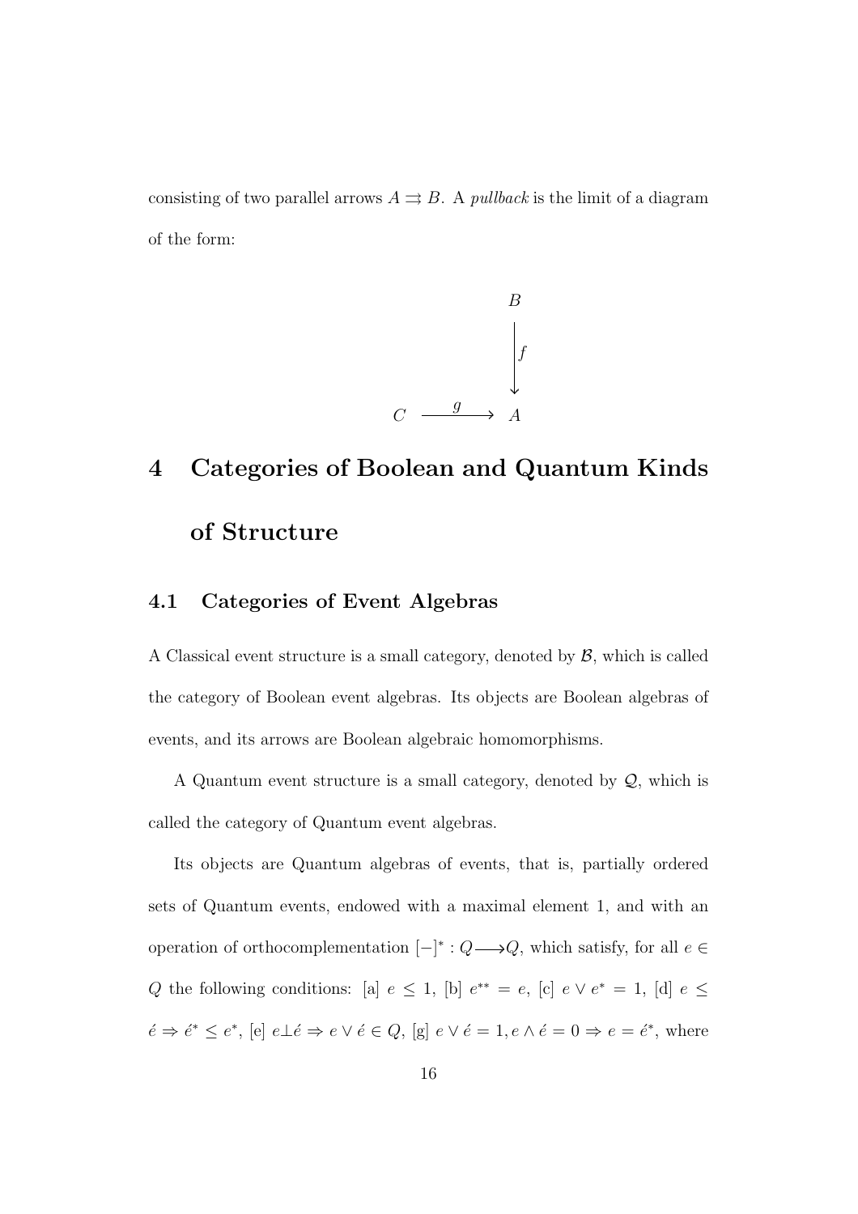consisting of two parallel arrows $A \rightrightarrows B$. A *pullback* is the limit of a diagram of the form:

$$\begin{array}{ccc} & & B \\ & & \big\downarrow f \\ C & \xrightarrow{\quad g \quad} & A \end{array}$$

# 4 Categories of Boolean and Quantum Kinds of Structure

## 4.1 Categories of Event Algebras

A Classical event structure is a small category, denoted by $\mathcal{B}$, which is called the category of Boolean event algebras. Its objects are Boolean algebras of events, and its arrows are Boolean algebraic homomorphisms.

A Quantum event structure is a small category, denoted by $\mathcal{Q}$, which is called the category of Quantum event algebras.

Its objects are Quantum algebras of events, that is, partially ordered sets of Quantum events, endowed with a maximal element 1, and with an operation of orthocomplementation $[-]^* : Q \longrightarrow Q$, which satisfy, for all $e \in Q$ the following conditions: [a] $e \leq 1$, [b] $e^{**} = e$, [c] $e \vee e^* = 1$, [d] $e \leq \acute{e} \Rightarrow \acute{e}^* \leq e^*$, [e] $e \bot \acute{e} \Rightarrow e \vee \acute{e} \in Q$, [g] $e \vee \acute{e} = 1, e \wedge \acute{e} = 0 \Rightarrow e = \acute{e}^*$, where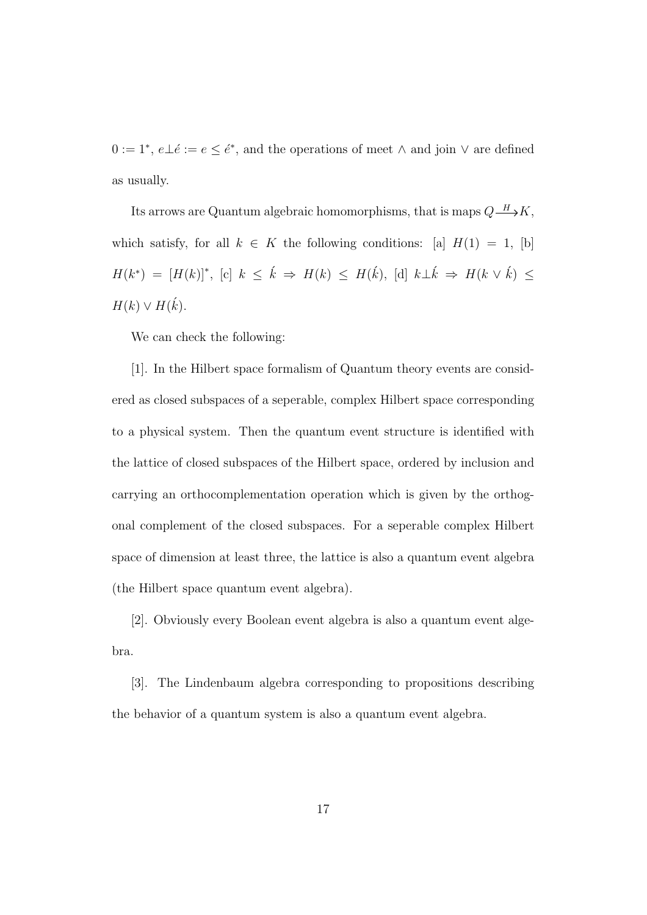$0 := 1^*$, $e \perp \acute{e} := e \leq \acute{e}^*$, and the operations of meet $\wedge$ and join $\vee$ are defined as usually.

Its arrows are Quantum algebraic homomorphisms, that is maps $Q \xrightarrow{H} K$, which satisfy, for all $k \in K$ the following conditions: [a] $H(1) = 1$, [b] $H(k^*) = [H(k)]^*$, [c] $k \leq \acute{k} \Rightarrow H(k) \leq H(\acute{k})$, [d] $k \perp \acute{k} \Rightarrow H(k \vee \acute{k}) \leq H(k) \vee H(\acute{k})$.

We can check the following:

[1]. In the Hilbert space formalism of Quantum theory events are considered as closed subspaces of a seperable, complex Hilbert space corresponding to a physical system. Then the quantum event structure is identified with the lattice of closed subspaces of the Hilbert space, ordered by inclusion and carrying an orthocomplementation operation which is given by the orthogonal complement of the closed subspaces. For a seperable complex Hilbert space of dimension at least three, the lattice is also a quantum event algebra (the Hilbert space quantum event algebra).

[2]. Obviously every Boolean event algebra is also a quantum event algebra.

[3]. The Lindenbaum algebra corresponding to propositions describing the behavior of a quantum system is also a quantum event algebra.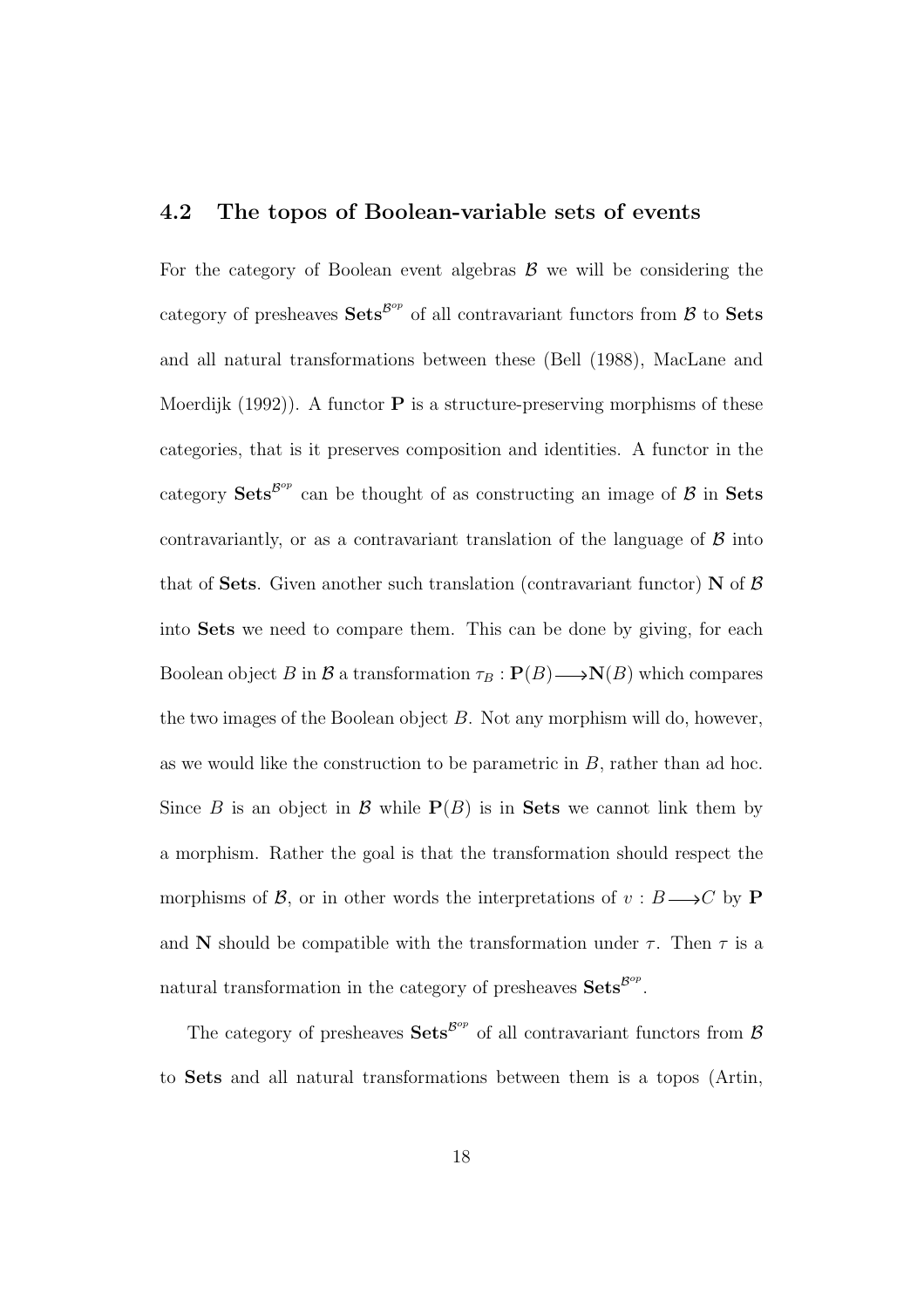## 4.2 The topos of Boolean-variable sets of events

For the category of Boolean event algebras $\mathcal{B}$ we will be considering the category of presheaves $\mathbf{Sets}^{\mathcal{B}^{op}}$ of all contravariant functors from $\mathcal{B}$ to $\mathbf{Sets}$ and all natural transformations between these (Bell (1988), MacLane and Moerdijk (1992)). A functor $\mathbf{P}$ is a structure-preserving morphisms of these categories, that is it preserves composition and identities. A functor in the category $\mathbf{Sets}^{\mathcal{B}^{op}}$ can be thought of as constructing an image of $\mathcal{B}$ in $\mathbf{Sets}$ contravariantly, or as a contravariant translation of the language of $\mathcal{B}$ into that of $\mathbf{Sets}$. Given another such translation (contravariant functor) $\mathbf{N}$ of $\mathcal{B}$ into $\mathbf{Sets}$ we need to compare them. This can be done by giving, for each Boolean object $B$ in $\mathcal{B}$ a transformation $\tau_B : \mathbf{P}(B) \longrightarrow \mathbf{N}(B)$ which compares the two images of the Boolean object $B$. Not any morphism will do, however, as we would like the construction to be parametric in $B$, rather than ad hoc. Since $B$ is an object in $\mathcal{B}$ while $\mathbf{P}(B)$ is in $\mathbf{Sets}$ we cannot link them by a morphism. Rather the goal is that the transformation should respect the morphisms of $\mathcal{B}$, or in other words the interpretations of $v : B \longrightarrow C$ by $\mathbf{P}$ and $\mathbf{N}$ should be compatible with the transformation under $\tau$. Then $\tau$ is a natural transformation in the category of presheaves $\mathbf{Sets}^{\mathcal{B}^{op}}$.

The category of presheaves $\mathbf{Sets}^{\mathcal{B}^{op}}$ of all contravariant functors from $\mathcal{B}$ to $\mathbf{Sets}$ and all natural transformations between them is a topos (Artin,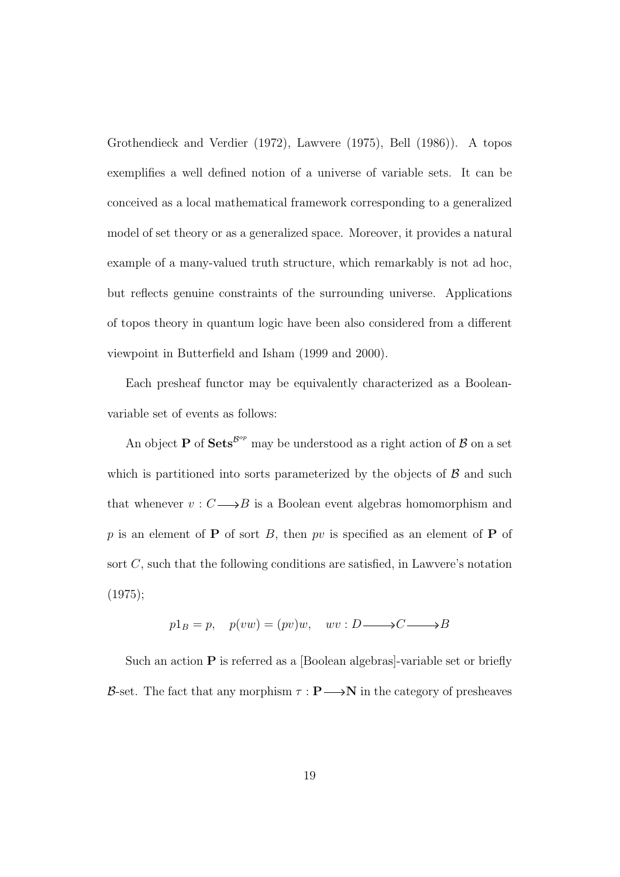Grothendieck and Verdier (1972), Lawvere (1975), Bell (1986)). A topos exemplifies a well defined notion of a universe of variable sets. It can be conceived as a local mathematical framework corresponding to a generalized model of set theory or as a generalized space. Moreover, it provides a natural example of a many-valued truth structure, which remarkably is not ad hoc, but reflects genuine constraints of the surrounding universe. Applications of topos theory in quantum logic have been also considered from a different viewpoint in Butterfield and Isham (1999 and 2000).

Each presheaf functor may be equivalently characterized as a Boolean-variable set of events as follows:

An object $\mathbf{P}$ of $\mathbf{Sets}^{\mathcal{B}^{op}}$ may be understood as a right action of $\mathcal{B}$ on a set which is partitioned into sorts parameterized by the objects of $\mathcal{B}$ and such that whenever $v : C \longrightarrow B$ is a Boolean event algebras homomorphism and $p$ is an element of $\mathbf{P}$ of sort $B$, then $pv$ is specified as an element of $\mathbf{P}$ of sort $C$, such that the following conditions are satisfied, in Lawvere's notation (1975);

$$p1_B = p, \quad p(vw) = (pv)w, \quad wv : D \longrightarrow C \longrightarrow B$$

Such an action $\mathbf{P}$ is referred as a [Boolean algebras]-variable set or briefly $\mathcal{B}$-set. The fact that any morphism $\tau : \mathbf{P} \longrightarrow \mathbf{N}$ in the category of presheaves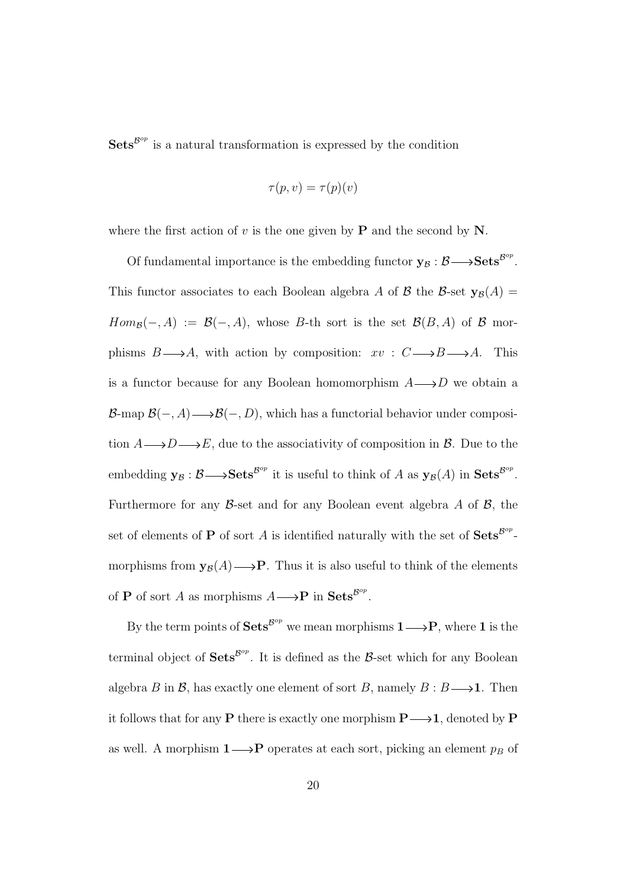$\mathbf{Sets}^{\mathcal{B}^{op}}$ is a natural transformation is expressed by the condition

$$\tau(p, v) = \tau(p)(v)$$

where the first action of $v$ is the one given by $\mathbf{P}$ and the second by $\mathbf{N}$.

Of fundamental importance is the embedding functor $\mathbf{y}_{\mathcal{B}} : \mathcal{B} \longrightarrow \mathbf{Sets}^{\mathcal{B}^{op}}$. This functor associates to each Boolean algebra $A$ of $\mathcal{B}$ the $\mathcal{B}$-set $\mathbf{y}_{\mathcal{B}}(A) = Hom_{\mathcal{B}}(-, A) := \mathcal{B}(-, A)$, whose $B$-th sort is the set $\mathcal{B}(B, A)$ of $\mathcal{B}$ morphisms $B \longrightarrow A$, with action by composition: $xv : C \longrightarrow B \longrightarrow A$. This is a functor because for any Boolean homomorphism $A \longrightarrow D$ we obtain a $\mathcal{B}$-map $\mathcal{B}(-, A) \longrightarrow \mathcal{B}(-, D)$, which has a functorial behavior under composition $A \longrightarrow D \longrightarrow E$, due to the associativity of composition in $\mathcal{B}$. Due to the embedding $\mathbf{y}_{\mathcal{B}} : \mathcal{B} \longrightarrow \mathbf{Sets}^{\mathcal{B}^{op}}$ it is useful to think of $A$ as $\mathbf{y}_{\mathcal{B}}(A)$ in $\mathbf{Sets}^{\mathcal{B}^{op}}$. Furthermore for any $\mathcal{B}$-set and for any Boolean event algebra $A$ of $\mathcal{B}$, the set of elements of $\mathbf{P}$ of sort $A$ is identified naturally with the set of $\mathbf{Sets}^{\mathcal{B}^{op}}$-morphisms from $\mathbf{y}_{\mathcal{B}}(A) \longrightarrow \mathbf{P}$. Thus it is also useful to think of the elements of $\mathbf{P}$ of sort $A$ as morphisms $A \longrightarrow \mathbf{P}$ in $\mathbf{Sets}^{\mathcal{B}^{op}}$.

By the term points of $\mathbf{Sets}^{\mathcal{B}^{op}}$ we mean morphisms $\mathbf{1} \longrightarrow \mathbf{P}$, where $\mathbf{1}$ is the terminal object of $\mathbf{Sets}^{\mathcal{B}^{op}}$. It is defined as the $\mathcal{B}$-set which for any Boolean algebra $B$ in $\mathcal{B}$, has exactly one element of sort $B$, namely $B : B \longrightarrow \mathbf{1}$. Then it follows that for any $\mathbf{P}$ there is exactly one morphism $\mathbf{P} \longrightarrow \mathbf{1}$, denoted by $\mathbf{P}$ as well. A morphism $\mathbf{1} \longrightarrow \mathbf{P}$ operates at each sort, picking an element $p_B$ of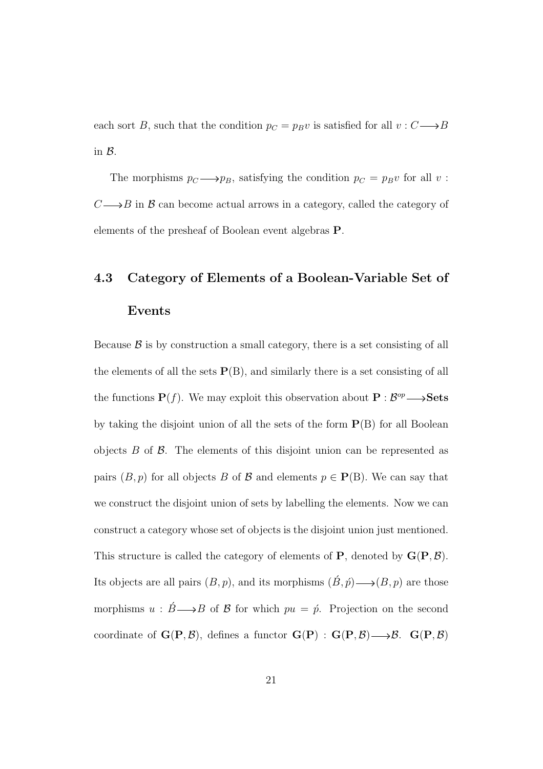each sort $B$, such that the condition $p_C = p_B v$ is satisfied for all $v : C \longrightarrow B$ in $\mathcal{B}$.

The morphisms $p_C \longrightarrow p_B$, satisfying the condition $p_C = p_B v$ for all $v : C \longrightarrow B$ in $\mathcal{B}$ can become actual arrows in a category, called the category of elements of the presheaf of Boolean event algebras $\mathbf{P}$.

## 4.3 Category of Elements of a Boolean-Variable Set of Events

Because $\mathcal{B}$ is by construction a small category, there is a set consisting of all the elements of all the sets $\mathbf{P}(\mathrm{B})$, and similarly there is a set consisting of all the functions $\mathbf{P}(f)$. We may exploit this observation about $\mathbf{P} : \mathcal{B}^{op} \longrightarrow \mathbf{Sets}$ by taking the disjoint union of all the sets of the form $\mathbf{P}(\mathrm{B})$ for all Boolean objects $B$ of $\mathcal{B}$. The elements of this disjoint union can be represented as pairs $(B, p)$ for all objects $B$ of $\mathcal{B}$ and elements $p \in \mathbf{P}(\mathrm{B})$. We can say that we construct the disjoint union of sets by labelling the elements. Now we can construct a category whose set of objects is the disjoint union just mentioned. This structure is called the category of elements of $\mathbf{P}$, denoted by $\mathbf{G}(\mathbf{P}, \mathcal{B})$. Its objects are all pairs $(B, p)$, and its morphisms $(\acute{B}, \acute{p}) \longrightarrow (B, p)$ are those morphisms $u : \acute{B} \longrightarrow B$ of $\mathcal{B}$ for which $pu = \acute{p}$. Projection on the second coordinate of $\mathbf{G}(\mathbf{P}, \mathcal{B})$, defines a functor $\mathbf{G}(\mathbf{P}) : \mathbf{G}(\mathbf{P}, \mathcal{B}) \longrightarrow \mathcal{B}$. $\mathbf{G}(\mathbf{P}, \mathcal{B})$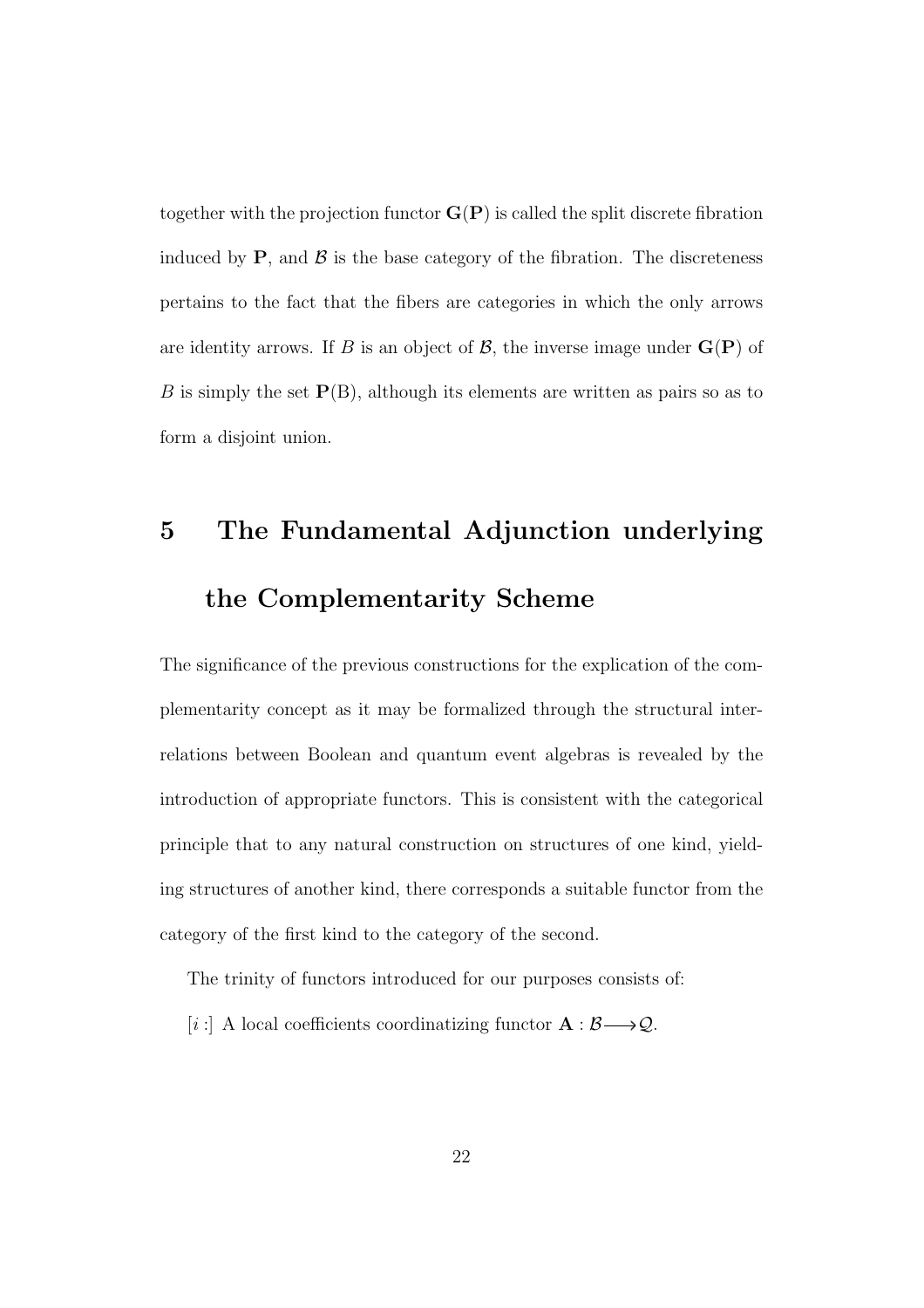together with the projection functor $\mathbf{G}(\mathbf{P})$ is called the split discrete fibration induced by $\mathbf{P}$, and $\mathcal{B}$ is the base category of the fibration. The discreteness pertains to the fact that the fibers are categories in which the only arrows are identity arrows. If $B$ is an object of $\mathcal{B}$, the inverse image under $\mathbf{G}(\mathbf{P})$ of $B$ is simply the set $\mathbf{P}(\mathrm{B})$, although its elements are written as pairs so as to form a disjoint union.

# 5 The Fundamental Adjunction underlying the Complementarity Scheme

The significance of the previous constructions for the explication of the complementarity concept as it may be formalized through the structural interrelations between Boolean and quantum event algebras is revealed by the introduction of appropriate functors. This is consistent with the categorical principle that to any natural construction on structures of one kind, yielding structures of another kind, there corresponds a suitable functor from the category of the first kind to the category of the second.

The trinity of functors introduced for our purposes consists of:

[$i$ :] A local coefficients coordinatizing functor $\mathbf{A} : \mathcal{B} \longrightarrow \mathcal{Q}$.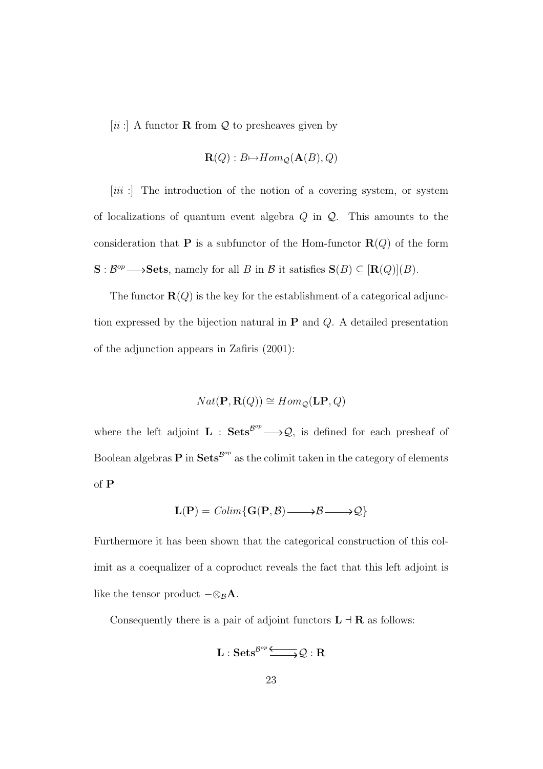[*ii* :] A functor $\mathbf{R}$ from $\mathcal{Q}$ to presheaves given by

$$\mathbf{R}(Q) : B \mapsto Hom_{\mathcal{Q}}(\mathbf{A}(B), Q)$$

[*iii* :] The introduction of the notion of a covering system, or system of localizations of quantum event algebra $Q$ in $\mathcal{Q}$. This amounts to the consideration that $\mathbf{P}$ is a subfunctor of the Hom-functor $\mathbf{R}(Q)$ of the form $\mathbf{S} : \mathcal{B}^{op} \longrightarrow \mathbf{Sets}$, namely for all $B$ in $\mathcal{B}$ it satisfies $\mathbf{S}(B) \subseteq [\mathbf{R}(Q)](B)$.

The functor $\mathbf{R}(Q)$ is the key for the establishment of a categorical adjunction expressed by the bijection natural in $\mathbf{P}$ and $Q$. A detailed presentation of the adjunction appears in Zafiris (2001):

$$Nat(\mathbf{P}, \mathbf{R}(Q)) \cong Hom_{\mathcal{Q}}(\mathbf{LP}, Q)$$

where the left adjoint $\mathbf{L} : \mathbf{Sets}^{\mathcal{B}^{op}} \longrightarrow \mathcal{Q}$, is defined for each presheaf of Boolean algebras $\mathbf{P}$ in $\mathbf{Sets}^{\mathcal{B}^{op}}$ as the colimit taken in the category of elements of $\mathbf{P}$

$$\mathbf{L}(\mathbf{P}) = Colim\{\mathbf{G}(\mathbf{P}, \mathcal{B}) \longrightarrow \mathcal{B} \longrightarrow \mathcal{Q}\}$$

Furthermore it has been shown that the categorical construction of this colimit as a coequalizer of a coproduct reveals the fact that this left adjoint is like the tensor product $- \otimes_{\mathcal{B}} \mathbf{A}$.

Consequently there is a pair of adjoint functors $\mathbf{L} \dashv \mathbf{R}$ as follows:

$$\mathbf{L} : \mathbf{Sets}^{\mathcal{B}^{op}} \rightleftarrows \mathcal{Q} : \mathbf{R}$$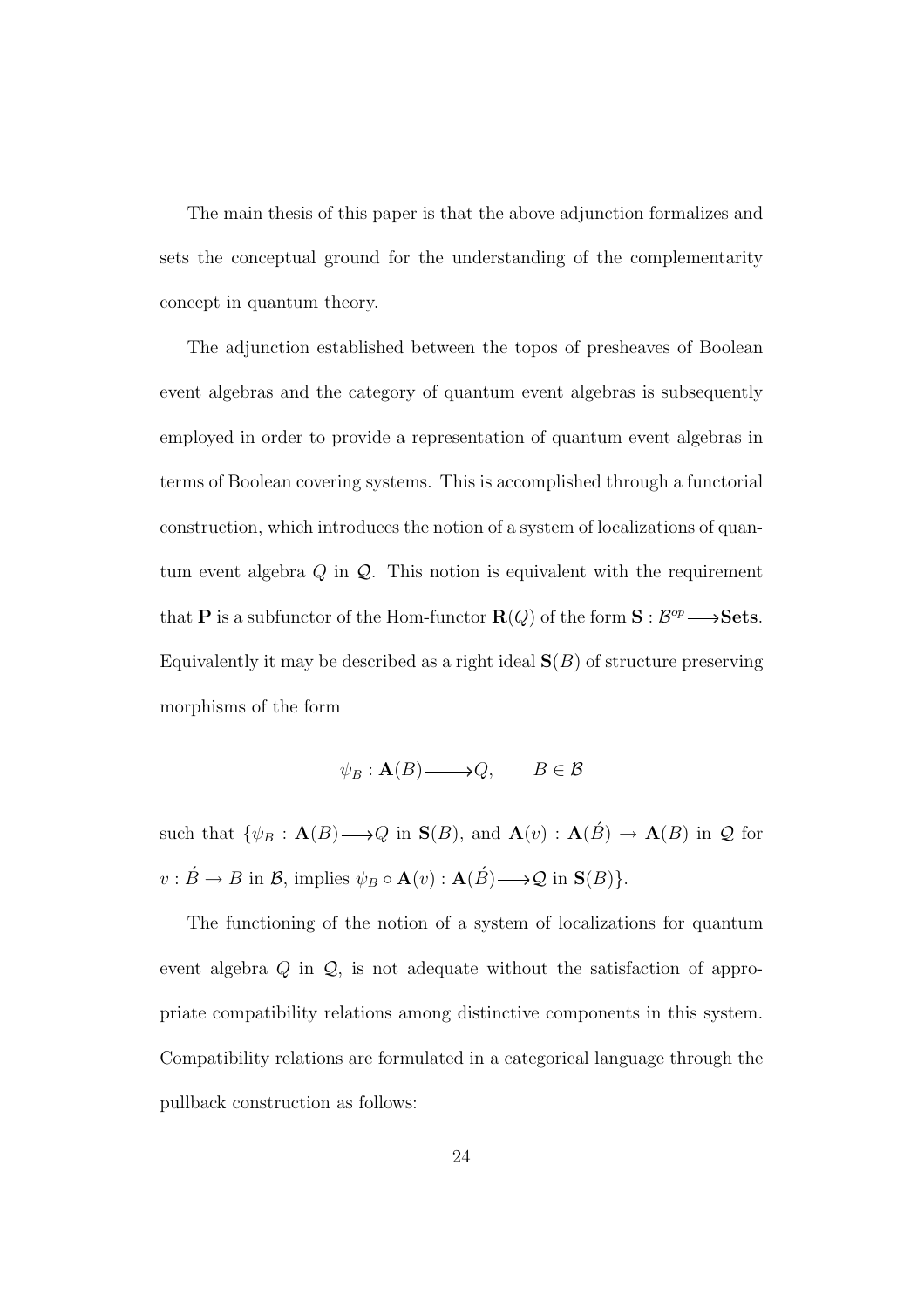The main thesis of this paper is that the above adjunction formalizes and sets the conceptual ground for the understanding of the complementarity concept in quantum theory.

The adjunction established between the topos of presheaves of Boolean event algebras and the category of quantum event algebras is subsequently employed in order to provide a representation of quantum event algebras in terms of Boolean covering systems. This is accomplished through a functorial construction, which introduces the notion of a system of localizations of quantum event algebra $Q$ in $\mathcal{Q}$. This notion is equivalent with the requirement that $\mathbf{P}$ is a subfunctor of the Hom-functor $\mathbf{R}(Q)$ of the form $\mathbf{S} : \mathcal{B}^{op} \longrightarrow \mathbf{Sets}$. Equivalently it may be described as a right ideal $\mathbf{S}(B)$ of structure preserving morphisms of the form

$$\psi_B : \mathbf{A}(B) \longrightarrow Q, \qquad B \in \mathcal{B}$$

such that $\{\psi_B : \mathbf{A}(B) \longrightarrow Q$ in $\mathbf{S}(B)$, and $\mathbf{A}(v) : \mathbf{A}(\acute{B}) \rightarrow \mathbf{A}(B)$ in $\mathcal{Q}$ for $v : \acute{B} \rightarrow B$ in $\mathcal{B}$, implies $\psi_B \circ \mathbf{A}(v) : \mathbf{A}(\acute{B}) \longrightarrow \mathcal{Q}$ in $\mathbf{S}(B)\}$.

The functioning of the notion of a system of localizations for quantum event algebra $Q$ in $\mathcal{Q}$, is not adequate without the satisfaction of appropriate compatibility relations among distinctive components in this system. Compatibility relations are formulated in a categorical language through the pullback construction as follows: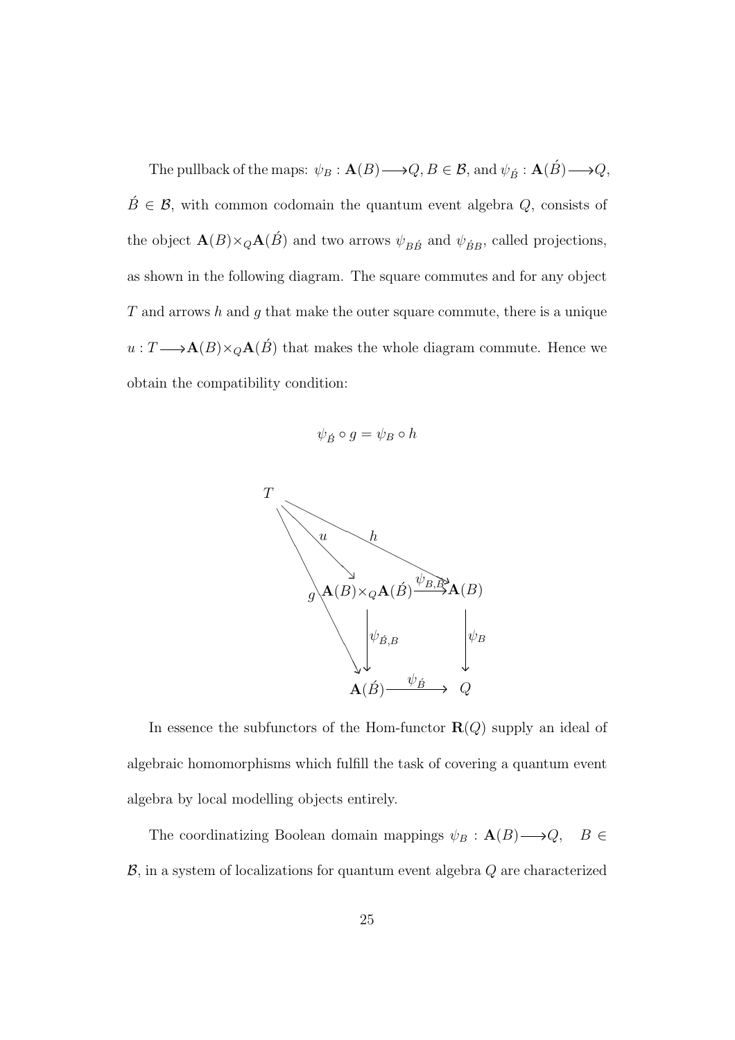The pullback of the maps: $\psi_B : \mathbf{A}(B) \longrightarrow Q$, $B \in \mathcal{B}$, and $\psi_{\acute{B}} : \mathbf{A}(\acute{B}) \longrightarrow Q$, $\acute{B} \in \mathcal{B}$, with common codomain the quantum event algebra $Q$, consists of the object $\mathbf{A}(B) \times_Q \mathbf{A}(\acute{B})$ and two arrows $\psi_{B\acute{B}}$ and $\psi_{\acute{B}B}$, called projections, as shown in the following diagram. The square commutes and for any object $T$ and arrows $h$ and $g$ that make the outer square commute, there is a unique $u : T \longrightarrow \mathbf{A}(B) \times_Q \mathbf{A}(\acute{B})$ that makes the whole diagram commute. Hence we obtain the compatibility condition:

$$\psi_{\acute{B}} \circ g = \psi_B \circ h$$

$$
\begin{array}{ccccc}
T & & & & \\
& \overset{u}{\searrow} & & \overset{h}{\searrow} & \\
g \downarrow & & \mathbf{A}(B) \times_Q \mathbf{A}(\acute{B}) & \xrightarrow{\psi_{B,\acute{B}}} & \mathbf{A}(B) \\
& & \Big\downarrow \psi_{\acute{B},B} & & \Big\downarrow \psi_B \\
& & \mathbf{A}(\acute{B}) & \xrightarrow{\psi_{\acute{B}}} & Q
\end{array}
$$

In essence the subfunctors of the Hom-functor $\mathbf{R}(Q)$ supply an ideal of algebraic homomorphisms which fulfill the task of covering a quantum event algebra by local modelling objects entirely.

The coordinatizing Boolean domain mappings $\psi_B : \mathbf{A}(B) \longrightarrow Q, \quad B \in \mathcal{B}$, in a system of localizations for quantum event algebra $Q$ are characterized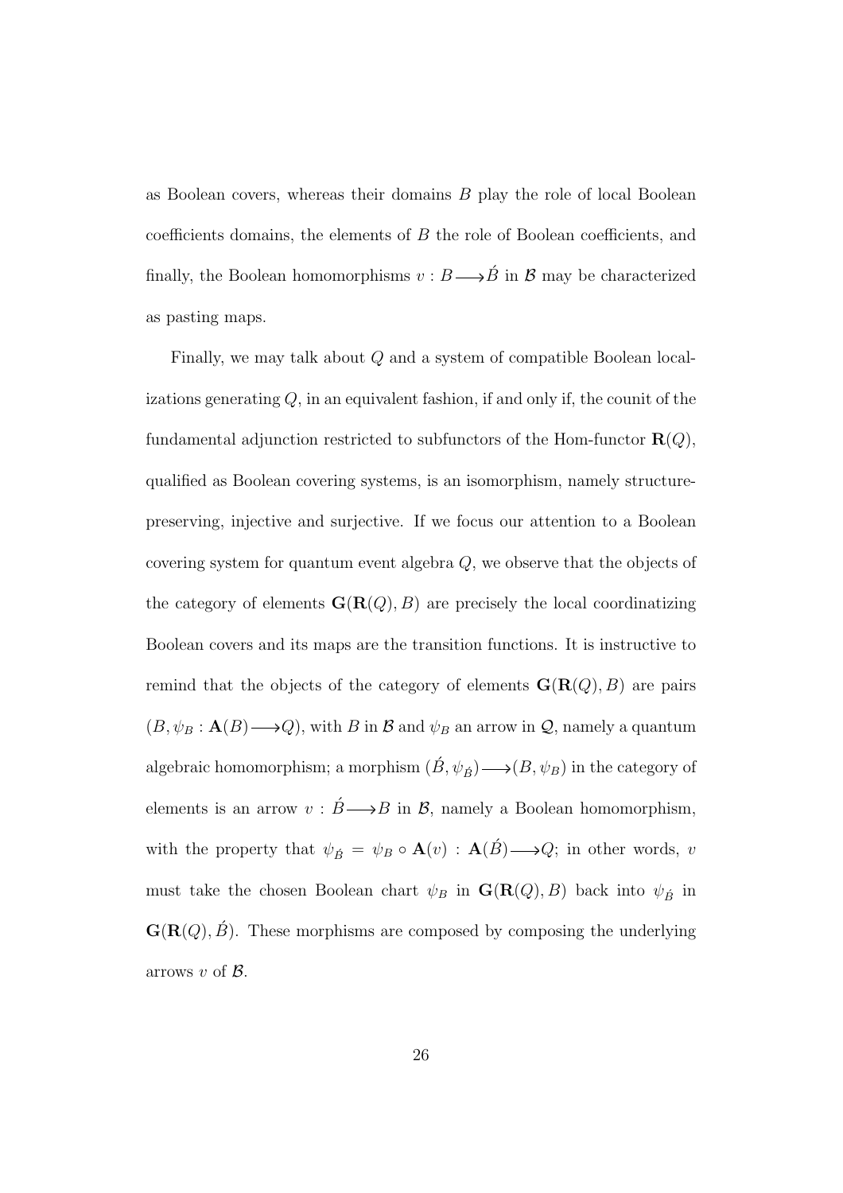as Boolean covers, whereas their domains $B$ play the role of local Boolean coefficients domains, the elements of $B$ the role of Boolean coefficients, and finally, the Boolean homomorphisms $v : B \longrightarrow \acute{B}$ in $\mathcal{B}$ may be characterized as pasting maps.

Finally, we may talk about $Q$ and a system of compatible Boolean localizations generating $Q$, in an equivalent fashion, if and only if, the counit of the fundamental adjunction restricted to subfunctors of the Hom-functor $\mathbf{R}(Q)$, qualified as Boolean covering systems, is an isomorphism, namely structure-preserving, injective and surjective. If we focus our attention to a Boolean covering system for quantum event algebra $Q$, we observe that the objects of the category of elements $\mathbf{G}(\mathbf{R}(Q), B)$ are precisely the local coordinatizing Boolean covers and its maps are the transition functions. It is instructive to remind that the objects of the category of elements $\mathbf{G}(\mathbf{R}(Q), B)$ are pairs $(B, \psi_B : \mathbf{A}(B) \longrightarrow Q)$, with $B$ in $\mathcal{B}$ and $\psi_B$ an arrow in $\mathcal{Q}$, namely a quantum algebraic homomorphism; a morphism $(\acute{B}, \psi_{\acute{B}}) \longrightarrow (B, \psi_B)$ in the category of elements is an arrow $v : \acute{B} \longrightarrow B$ in $\mathcal{B}$, namely a Boolean homomorphism, with the property that $\psi_{\acute{B}} = \psi_B \circ \mathbf{A}(v) : \mathbf{A}(\acute{B}) \longrightarrow Q$; in other words, $v$ must take the chosen Boolean chart $\psi_B$ in $\mathbf{G}(\mathbf{R}(Q), B)$ back into $\psi_{\acute{B}}$ in $\mathbf{G}(\mathbf{R}(Q), \acute{B})$. These morphisms are composed by composing the underlying arrows $v$ of $\mathcal{B}$.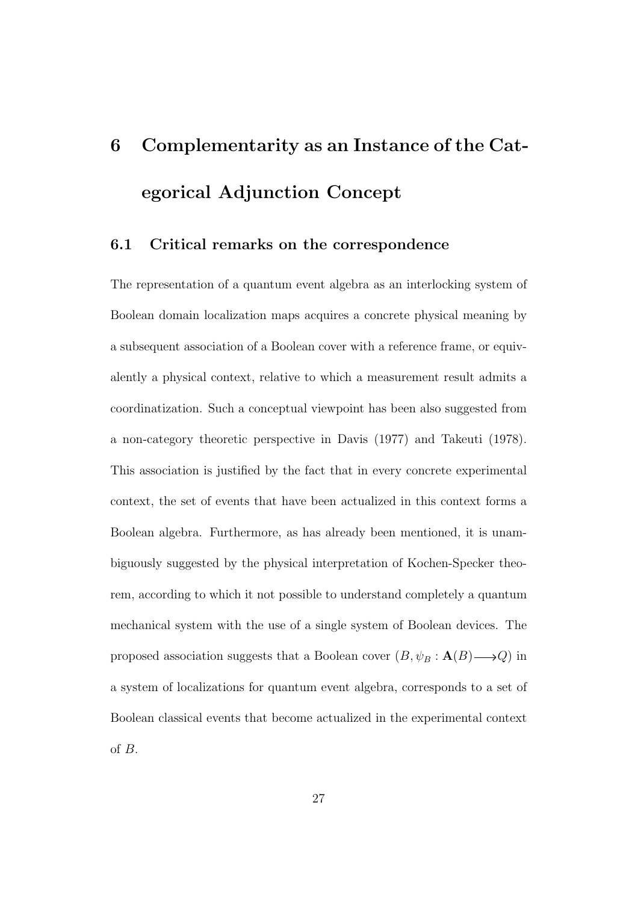# 6 Complementarity as an Instance of the Categorical Adjunction Concept

## 6.1 Critical remarks on the correspondence

The representation of a quantum event algebra as an interlocking system of Boolean domain localization maps acquires a concrete physical meaning by a subsequent association of a Boolean cover with a reference frame, or equivalently a physical context, relative to which a measurement result admits a coordinatization. Such a conceptual viewpoint has been also suggested from a non-category theoretic perspective in Davis (1977) and Takeuti (1978). This association is justified by the fact that in every concrete experimental context, the set of events that have been actualized in this context forms a Boolean algebra. Furthermore, as has already been mentioned, it is unambiguously suggested by the physical interpretation of Kochen-Specker theorem, according to which it not possible to understand completely a quantum mechanical system with the use of a single system of Boolean devices. The proposed association suggests that a Boolean cover $(B, \psi_B : \mathbf{A}(B) \longrightarrow Q)$ in a system of localizations for quantum event algebra, corresponds to a set of Boolean classical events that become actualized in the experimental context of $B$.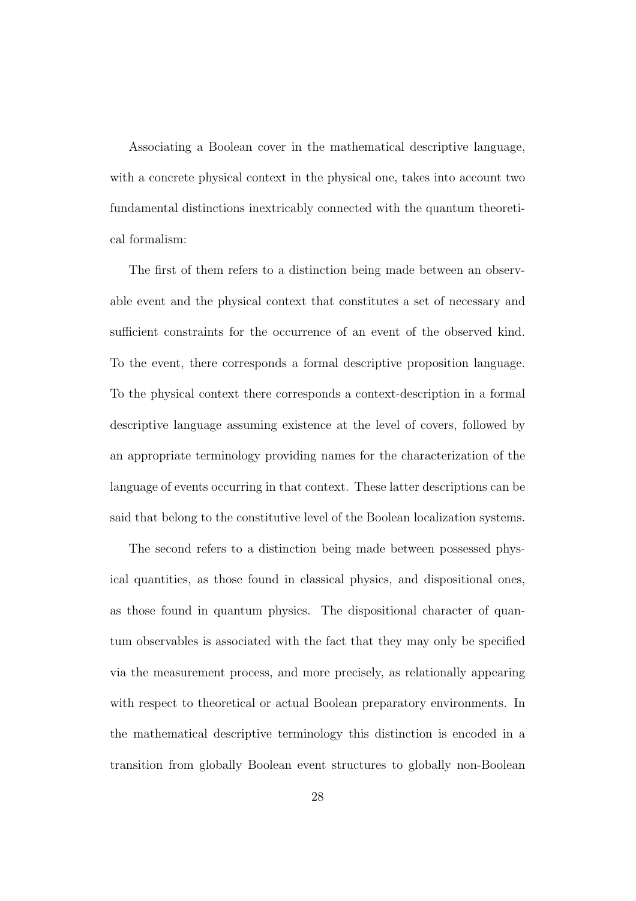Associating a Boolean cover in the mathematical descriptive language, with a concrete physical context in the physical one, takes into account two fundamental distinctions inextricably connected with the quantum theoretical formalism:

The first of them refers to a distinction being made between an observable event and the physical context that constitutes a set of necessary and sufficient constraints for the occurrence of an event of the observed kind. To the event, there corresponds a formal descriptive proposition language. To the physical context there corresponds a context-description in a formal descriptive language assuming existence at the level of covers, followed by an appropriate terminology providing names for the characterization of the language of events occurring in that context. These latter descriptions can be said that belong to the constitutive level of the Boolean localization systems.

The second refers to a distinction being made between possessed physical quantities, as those found in classical physics, and dispositional ones, as those found in quantum physics. The dispositional character of quantum observables is associated with the fact that they may only be specified via the measurement process, and more precisely, as relationally appearing with respect to theoretical or actual Boolean preparatory environments. In the mathematical descriptive terminology this distinction is encoded in a transition from globally Boolean event structures to globally non-Boolean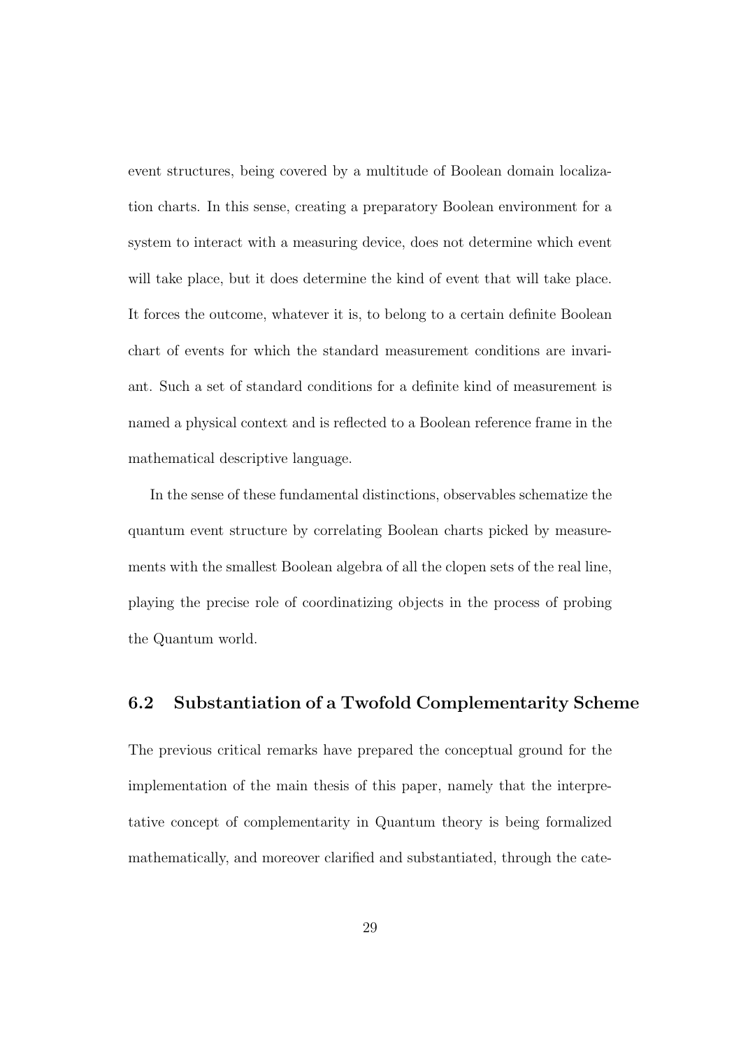event structures, being covered by a multitude of Boolean domain localization charts. In this sense, creating a preparatory Boolean environment for a system to interact with a measuring device, does not determine which event will take place, but it does determine the kind of event that will take place. It forces the outcome, whatever it is, to belong to a certain definite Boolean chart of events for which the standard measurement conditions are invariant. Such a set of standard conditions for a definite kind of measurement is named a physical context and is reflected to a Boolean reference frame in the mathematical descriptive language.

In the sense of these fundamental distinctions, observables schematize the quantum event structure by correlating Boolean charts picked by measurements with the smallest Boolean algebra of all the clopen sets of the real line, playing the precise role of coordinatizing objects in the process of probing the Quantum world.

## 6.2 Substantiation of a Twofold Complementarity Scheme

The previous critical remarks have prepared the conceptual ground for the implementation of the main thesis of this paper, namely that the interpretative concept of complementarity in Quantum theory is being formalized mathematically, and moreover clarified and substantiated, through the cate-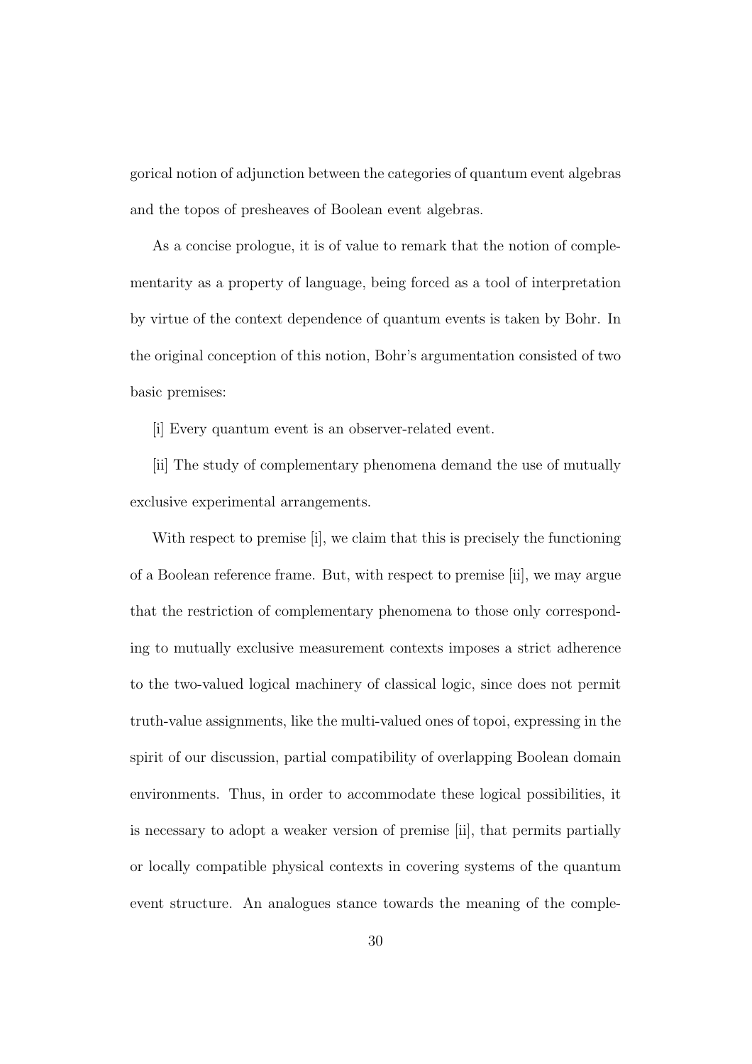gorical notion of adjunction between the categories of quantum event algebras and the topos of presheaves of Boolean event algebras.

As a concise prologue, it is of value to remark that the notion of complementarity as a property of language, being forced as a tool of interpretation by virtue of the context dependence of quantum events is taken by Bohr. In the original conception of this notion, Bohr's argumentation consisted of two basic premises:

[i] Every quantum event is an observer-related event.

[ii] The study of complementary phenomena demand the use of mutually exclusive experimental arrangements.

With respect to premise [i], we claim that this is precisely the functioning of a Boolean reference frame. But, with respect to premise [ii], we may argue that the restriction of complementary phenomena to those only corresponding to mutually exclusive measurement contexts imposes a strict adherence to the two-valued logical machinery of classical logic, since does not permit truth-value assignments, like the multi-valued ones of topoi, expressing in the spirit of our discussion, partial compatibility of overlapping Boolean domain environments. Thus, in order to accommodate these logical possibilities, it is necessary to adopt a weaker version of premise [ii], that permits partially or locally compatible physical contexts in covering systems of the quantum event structure. An analogues stance towards the meaning of the comple-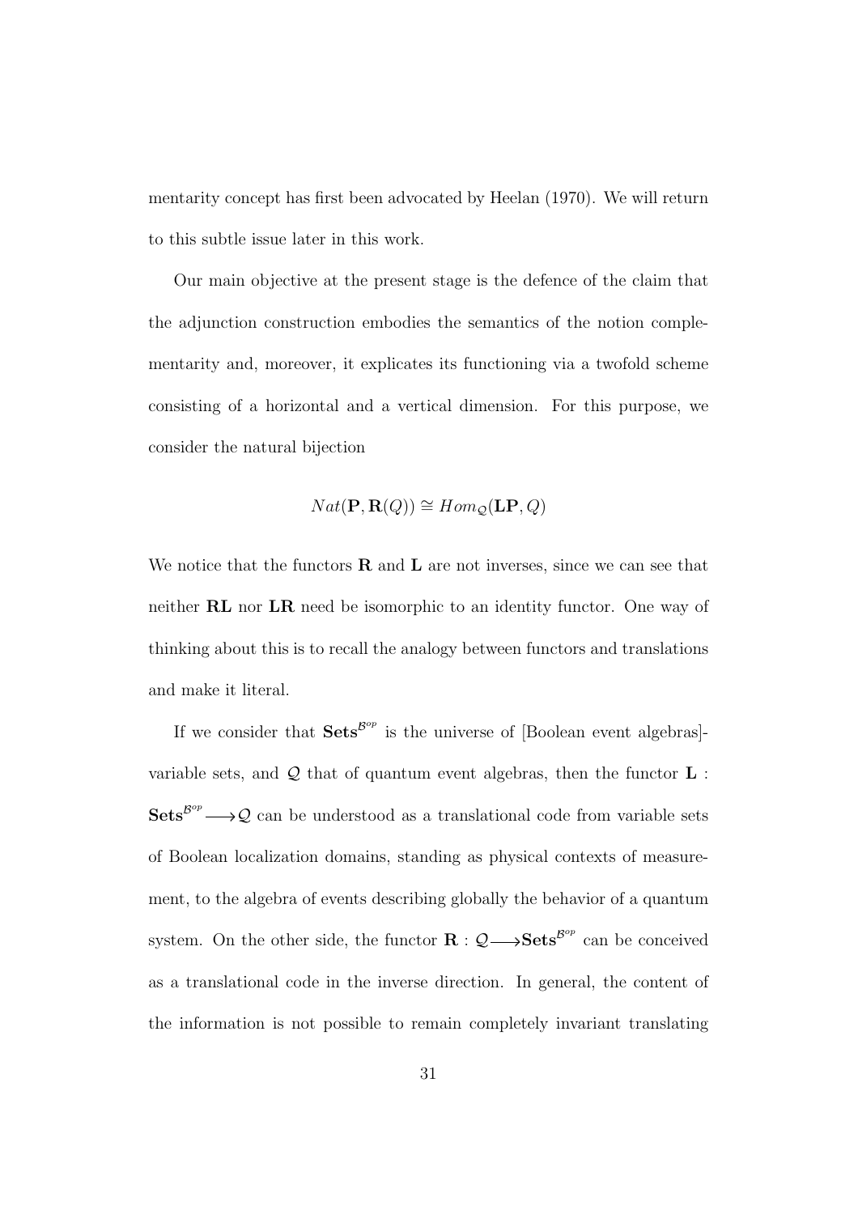mentarity concept has first been advocated by Heelan (1970). We will return to this subtle issue later in this work.

Our main objective at the present stage is the defence of the claim that the adjunction construction embodies the semantics of the notion complementarity and, moreover, it explicates its functioning via a twofold scheme consisting of a horizontal and a vertical dimension. For this purpose, we consider the natural bijection

$$Nat(\mathbf{P}, \mathbf{R}(Q)) \cong Hom_{\mathcal{Q}}(\mathbf{LP}, Q)$$

We notice that the functors $\mathbf{R}$ and $\mathbf{L}$ are not inverses, since we can see that neither $\mathbf{RL}$ nor $\mathbf{LR}$ need be isomorphic to an identity functor. One way of thinking about this is to recall the analogy between functors and translations and make it literal.

If we consider that $\mathbf{Sets}^{\mathcal{B}^{op}}$ is the universe of [Boolean event algebras]-variable sets, and $\mathcal{Q}$ that of quantum event algebras, then the functor $\mathbf{L} : \mathbf{Sets}^{\mathcal{B}^{op}} \longrightarrow \mathcal{Q}$ can be understood as a translational code from variable sets of Boolean localization domains, standing as physical contexts of measurement, to the algebra of events describing globally the behavior of a quantum system. On the other side, the functor $\mathbf{R} : \mathcal{Q} \longrightarrow \mathbf{Sets}^{\mathcal{B}^{op}}$ can be conceived as a translational code in the inverse direction. In general, the content of the information is not possible to remain completely invariant translating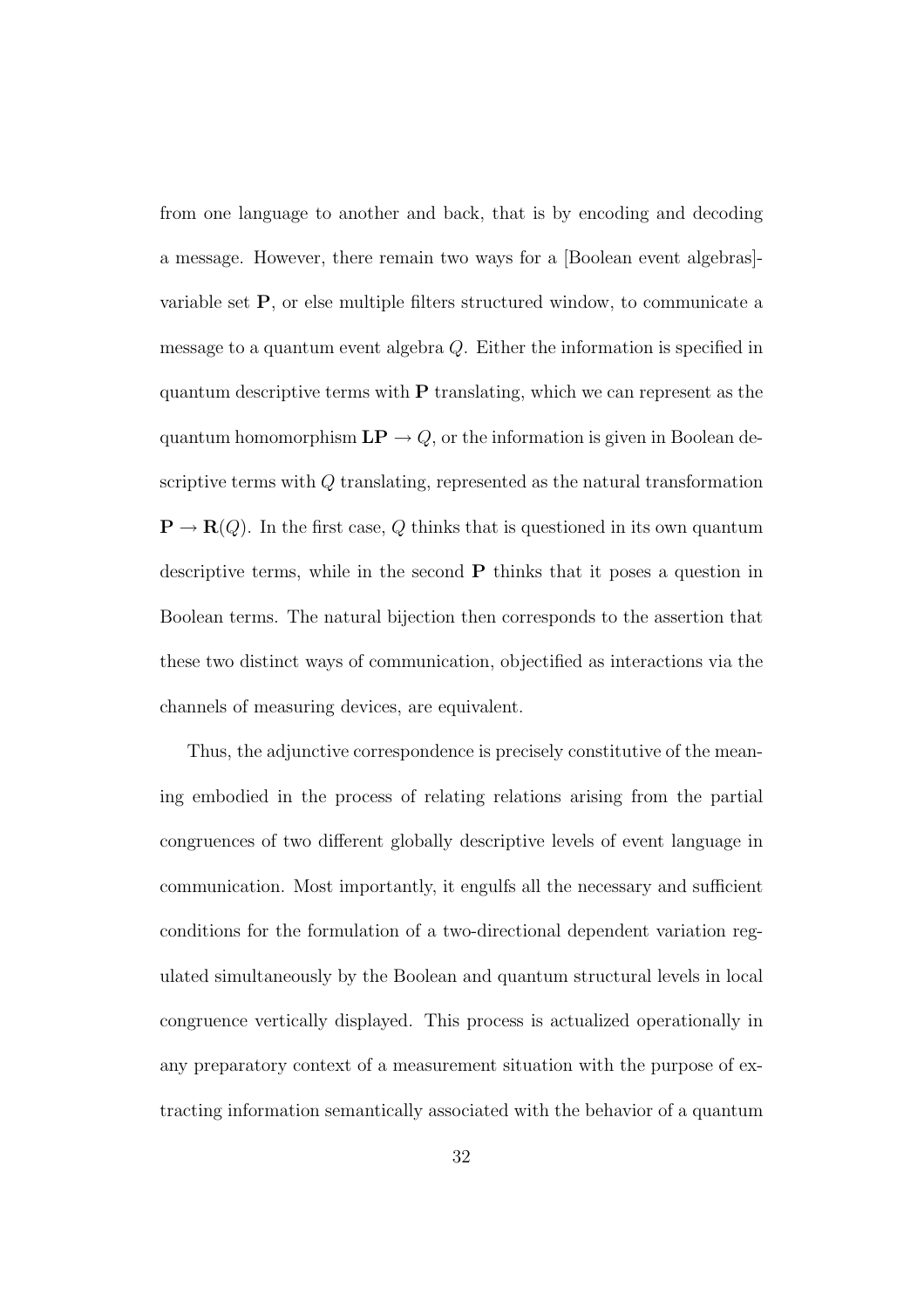from one language to another and back, that is by encoding and decoding a message. However, there remain two ways for a [Boolean event algebras]-variable set $\mathbf{P}$, or else multiple filters structured window, to communicate a message to a quantum event algebra $Q$. Either the information is specified in quantum descriptive terms with $\mathbf{P}$ translating, which we can represent as the quantum homomorphism $\mathbf{LP} \rightarrow Q$, or the information is given in Boolean descriptive terms with $Q$ translating, represented as the natural transformation $\mathbf{P} \rightarrow \mathbf{R}(Q)$. In the first case, $Q$ thinks that is questioned in its own quantum descriptive terms, while in the second $\mathbf{P}$ thinks that it poses a question in Boolean terms. The natural bijection then corresponds to the assertion that these two distinct ways of communication, objectified as interactions via the channels of measuring devices, are equivalent.

Thus, the adjunctive correspondence is precisely constitutive of the meaning embodied in the process of relating relations arising from the partial congruences of two different globally descriptive levels of event language in communication. Most importantly, it engulfs all the necessary and sufficient conditions for the formulation of a two-directional dependent variation regulated simultaneously by the Boolean and quantum structural levels in local congruence vertically displayed. This process is actualized operationally in any preparatory context of a measurement situation with the purpose of extracting information semantically associated with the behavior of a quantum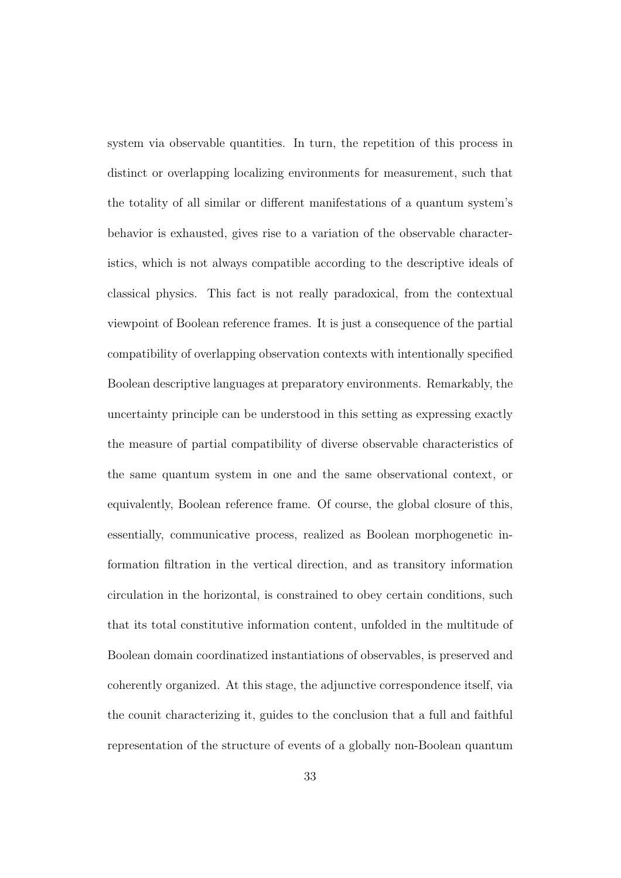system via observable quantities. In turn, the repetition of this process in distinct or overlapping localizing environments for measurement, such that the totality of all similar or different manifestations of a quantum system's behavior is exhausted, gives rise to a variation of the observable characteristics, which is not always compatible according to the descriptive ideals of classical physics. This fact is not really paradoxical, from the contextual viewpoint of Boolean reference frames. It is just a consequence of the partial compatibility of overlapping observation contexts with intentionally specified Boolean descriptive languages at preparatory environments. Remarkably, the uncertainty principle can be understood in this setting as expressing exactly the measure of partial compatibility of diverse observable characteristics of the same quantum system in one and the same observational context, or equivalently, Boolean reference frame. Of course, the global closure of this, essentially, communicative process, realized as Boolean morphogenetic information filtration in the vertical direction, and as transitory information circulation in the horizontal, is constrained to obey certain conditions, such that its total constitutive information content, unfolded in the multitude of Boolean domain coordinatized instantiations of observables, is preserved and coherently organized. At this stage, the adjunctive correspondence itself, via the counit characterizing it, guides to the conclusion that a full and faithful representation of the structure of events of a globally non-Boolean quantum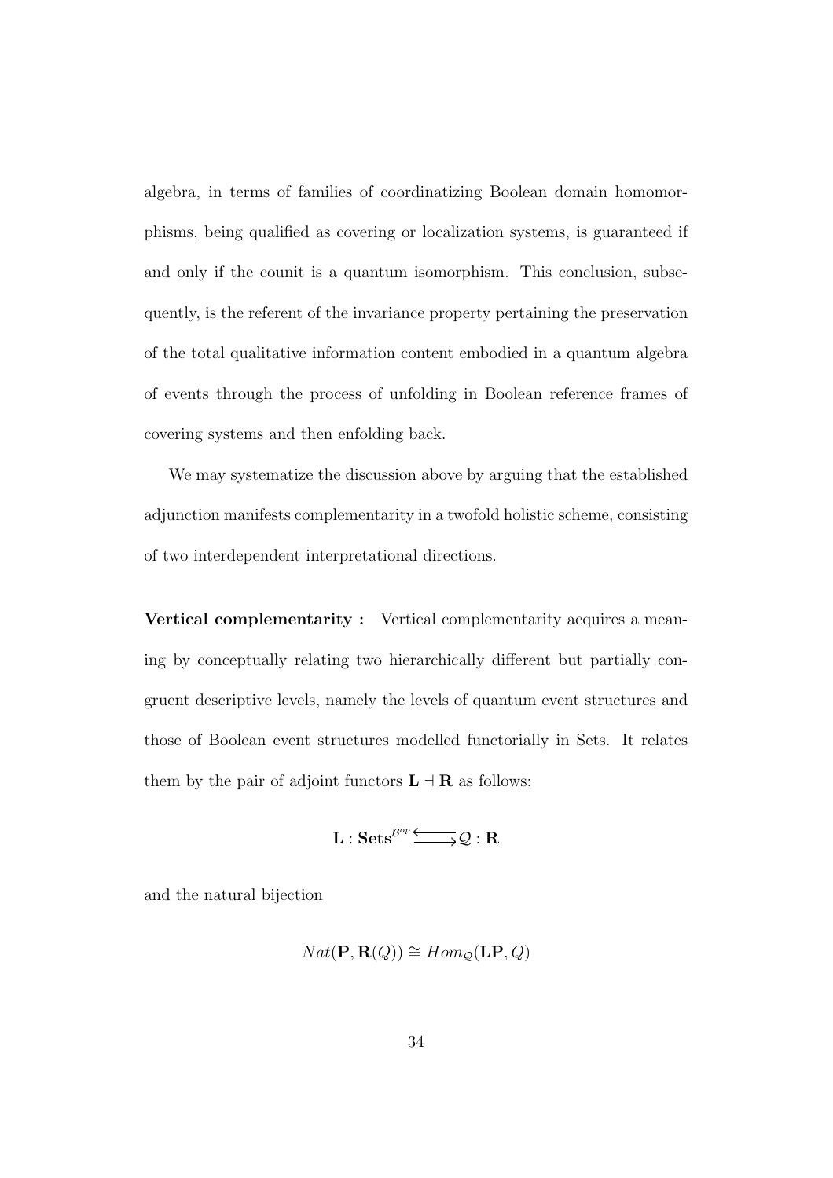algebra, in terms of families of coordinatizing Boolean domain homomorphisms, being qualified as covering or localization systems, is guaranteed if and only if the counit is a quantum isomorphism. This conclusion, subsequently, is the referent of the invariance property pertaining the preservation of the total qualitative information content embodied in a quantum algebra of events through the process of unfolding in Boolean reference frames of covering systems and then enfolding back.

We may systematize the discussion above by arguing that the established adjunction manifests complementarity in a twofold holistic scheme, consisting of two interdependent interpretational directions.

**Vertical complementarity :** Vertical complementarity acquires a meaning by conceptually relating two hierarchically different but partially congruent descriptive levels, namely the levels of quantum event structures and those of Boolean event structures modelled functorially in Sets. It relates them by the pair of adjoint functors $\mathbf{L} \dashv \mathbf{R}$ as follows:

$$\mathbf{L} : \mathbf{Sets}^{\mathcal{B}^{op}} \underset{\longrightarrow}{\longleftarrow} \mathcal{Q} : \mathbf{R}$$

and the natural bijection

$$Nat(\mathbf{P}, \mathbf{R}(Q)) \cong Hom_{\mathcal{Q}}(\mathbf{LP}, Q)$$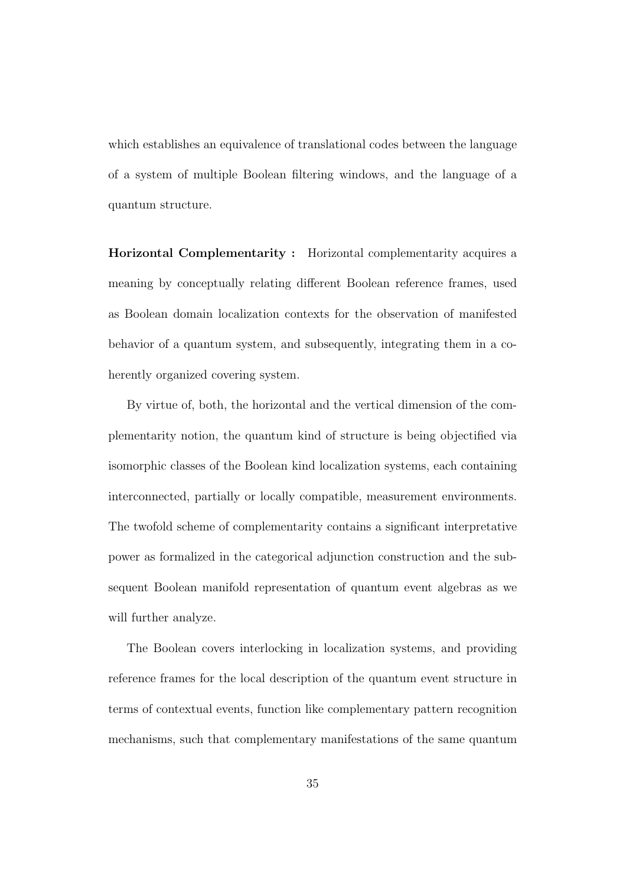which establishes an equivalence of translational codes between the language of a system of multiple Boolean filtering windows, and the language of a quantum structure.

**Horizontal Complementarity :** Horizontal complementarity acquires a meaning by conceptually relating different Boolean reference frames, used as Boolean domain localization contexts for the observation of manifested behavior of a quantum system, and subsequently, integrating them in a coherently organized covering system.

By virtue of, both, the horizontal and the vertical dimension of the complementarity notion, the quantum kind of structure is being objectified via isomorphic classes of the Boolean kind localization systems, each containing interconnected, partially or locally compatible, measurement environments. The twofold scheme of complementarity contains a significant interpretative power as formalized in the categorical adjunction construction and the subsequent Boolean manifold representation of quantum event algebras as we will further analyze.

The Boolean covers interlocking in localization systems, and providing reference frames for the local description of the quantum event structure in terms of contextual events, function like complementary pattern recognition mechanisms, such that complementary manifestations of the same quantum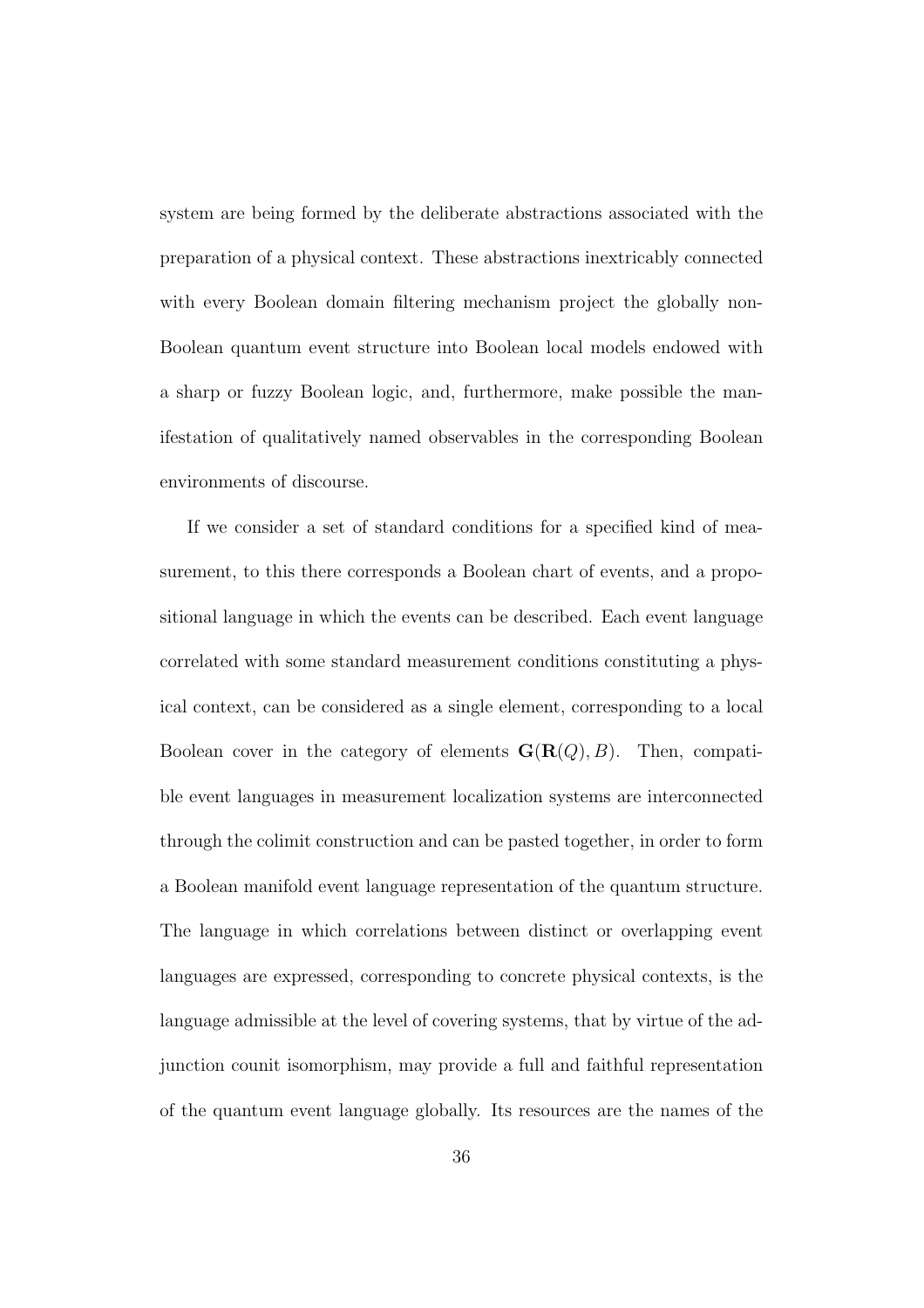system are being formed by the deliberate abstractions associated with the preparation of a physical context. These abstractions inextricably connected with every Boolean domain filtering mechanism project the globally non-Boolean quantum event structure into Boolean local models endowed with a sharp or fuzzy Boolean logic, and, furthermore, make possible the manifestation of qualitatively named observables in the corresponding Boolean environments of discourse.

If we consider a set of standard conditions for a specified kind of measurement, to this there corresponds a Boolean chart of events, and a propositional language in which the events can be described. Each event language correlated with some standard measurement conditions constituting a physical context, can be considered as a single element, corresponding to a local Boolean cover in the category of elements $\mathbf{G}(\mathbf{R}(Q), B)$. Then, compatible event languages in measurement localization systems are interconnected through the colimit construction and can be pasted together, in order to form a Boolean manifold event language representation of the quantum structure. The language in which correlations between distinct or overlapping event languages are expressed, corresponding to concrete physical contexts, is the language admissible at the level of covering systems, that by virtue of the adjunction counit isomorphism, may provide a full and faithful representation of the quantum event language globally. Its resources are the names of the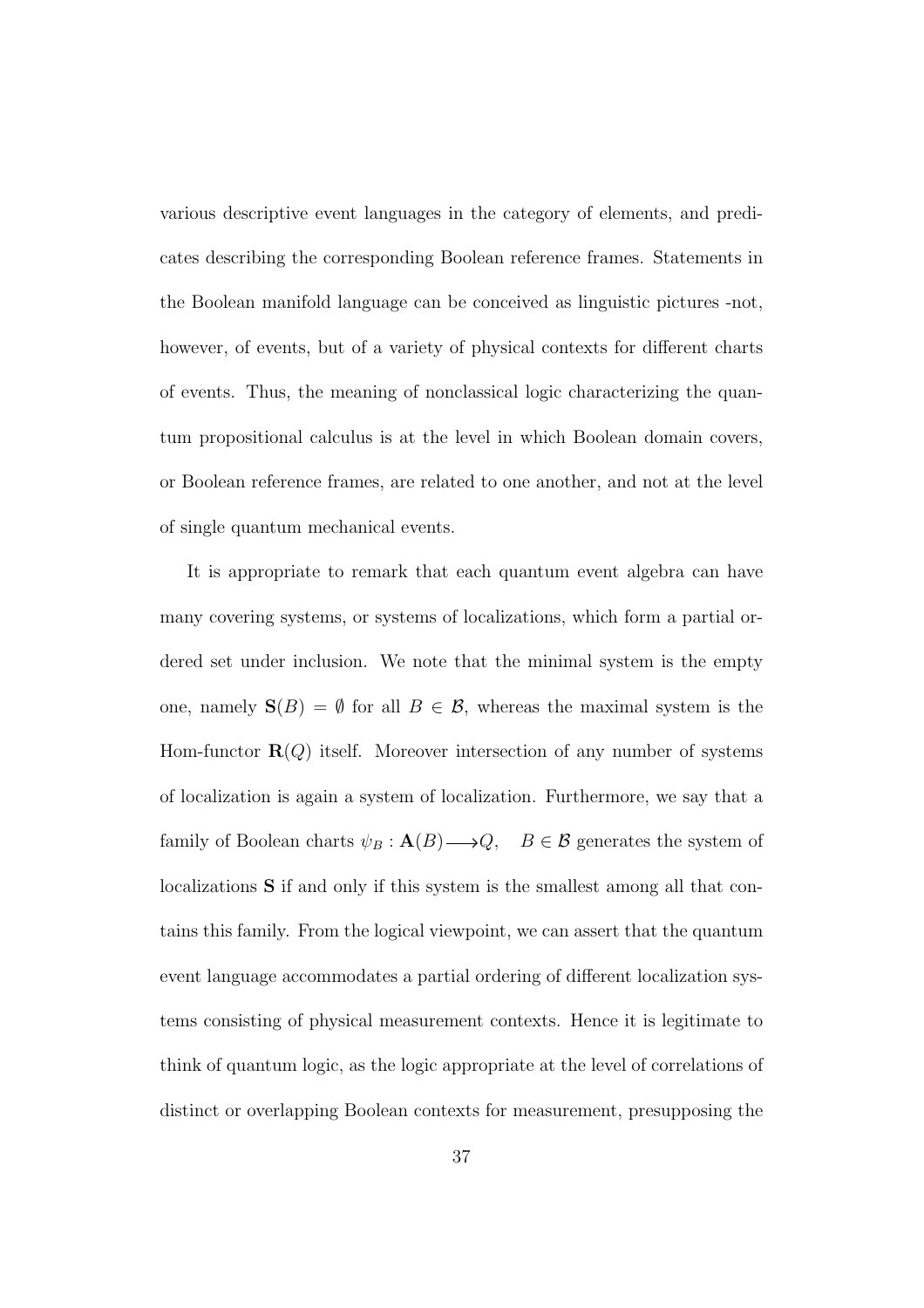various descriptive event languages in the category of elements, and predicates describing the corresponding Boolean reference frames. Statements in the Boolean manifold language can be conceived as linguistic pictures -not, however, of events, but of a variety of physical contexts for different charts of events. Thus, the meaning of nonclassical logic characterizing the quantum propositional calculus is at the level in which Boolean domain covers, or Boolean reference frames, are related to one another, and not at the level of single quantum mechanical events.

It is appropriate to remark that each quantum event algebra can have many covering systems, or systems of localizations, which form a partial ordered set under inclusion. We note that the minimal system is the empty one, namely $\mathbf{S}(B) = \emptyset$ for all $B \in \mathcal{B}$, whereas the maximal system is the Hom-functor $\mathbf{R}(Q)$ itself. Moreover intersection of any number of systems of localization is again a system of localization. Furthermore, we say that a family of Boolean charts $\psi_B : \mathbf{A}(B) \longrightarrow Q, \quad B \in \mathcal{B}$ generates the system of localizations $\mathbf{S}$ if and only if this system is the smallest among all that contains this family. From the logical viewpoint, we can assert that the quantum event language accommodates a partial ordering of different localization systems consisting of physical measurement contexts. Hence it is legitimate to think of quantum logic, as the logic appropriate at the level of correlations of distinct or overlapping Boolean contexts for measurement, presupposing the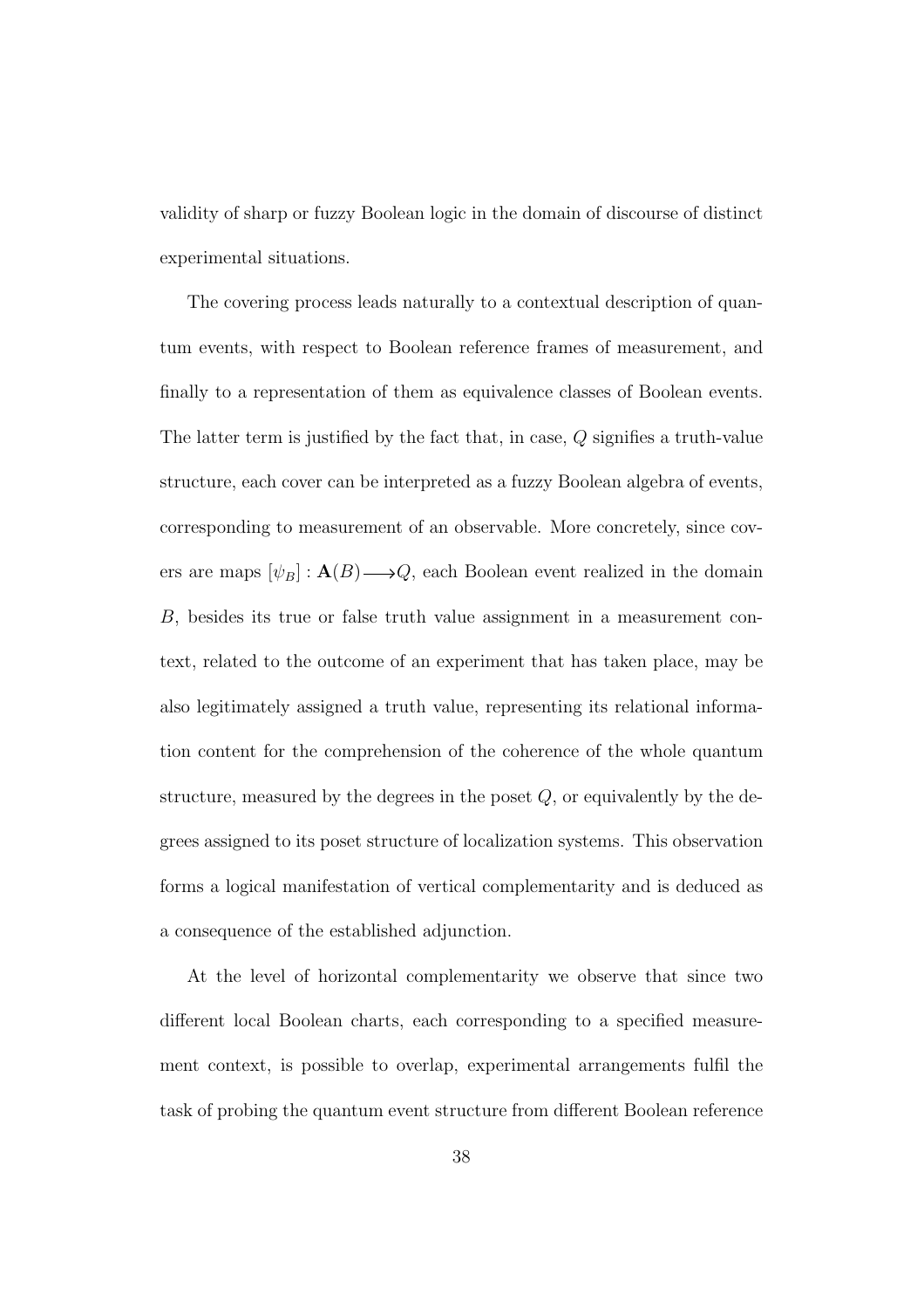validity of sharp or fuzzy Boolean logic in the domain of discourse of distinct experimental situations.

The covering process leads naturally to a contextual description of quantum events, with respect to Boolean reference frames of measurement, and finally to a representation of them as equivalence classes of Boolean events. The latter term is justified by the fact that, in case, $Q$ signifies a truth-value structure, each cover can be interpreted as a fuzzy Boolean algebra of events, corresponding to measurement of an observable. More concretely, since covers are maps $[\psi_B] : \mathbf{A}(B) \longrightarrow Q$, each Boolean event realized in the domain $B$, besides its true or false truth value assignment in a measurement context, related to the outcome of an experiment that has taken place, may be also legitimately assigned a truth value, representing its relational information content for the comprehension of the coherence of the whole quantum structure, measured by the degrees in the poset $Q$, or equivalently by the degrees assigned to its poset structure of localization systems. This observation forms a logical manifestation of vertical complementarity and is deduced as a consequence of the established adjunction.

At the level of horizontal complementarity we observe that since two different local Boolean charts, each corresponding to a specified measurement context, is possible to overlap, experimental arrangements fulfil the task of probing the quantum event structure from different Boolean reference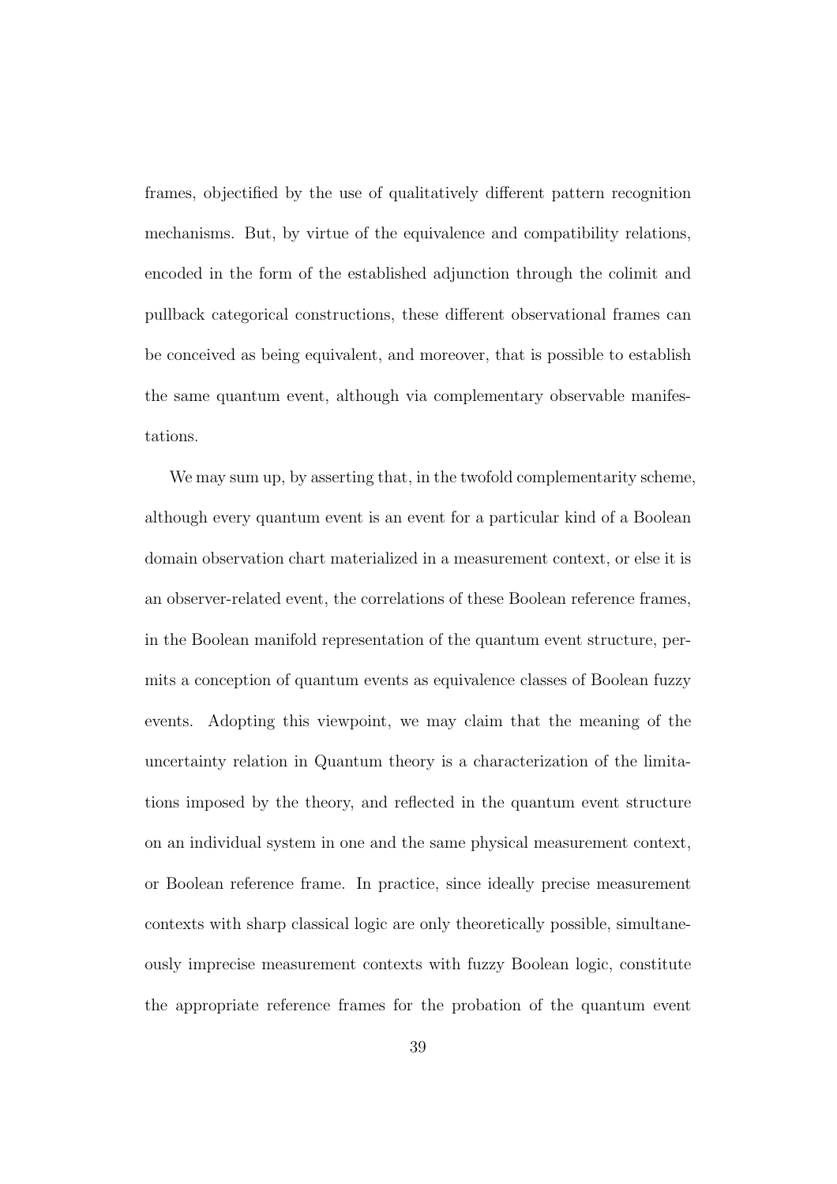frames, objectified by the use of qualitatively different pattern recognition mechanisms. But, by virtue of the equivalence and compatibility relations, encoded in the form of the established adjunction through the colimit and pullback categorical constructions, these different observational frames can be conceived as being equivalent, and moreover, that is possible to establish the same quantum event, although via complementary observable manifestations.

We may sum up, by asserting that, in the twofold complementarity scheme, although every quantum event is an event for a particular kind of a Boolean domain observation chart materialized in a measurement context, or else it is an observer-related event, the correlations of these Boolean reference frames, in the Boolean manifold representation of the quantum event structure, permits a conception of quantum events as equivalence classes of Boolean fuzzy events. Adopting this viewpoint, we may claim that the meaning of the uncertainty relation in Quantum theory is a characterization of the limitations imposed by the theory, and reflected in the quantum event structure on an individual system in one and the same physical measurement context, or Boolean reference frame. In practice, since ideally precise measurement contexts with sharp classical logic are only theoretically possible, simultaneously imprecise measurement contexts with fuzzy Boolean logic, constitute the appropriate reference frames for the probation of the quantum event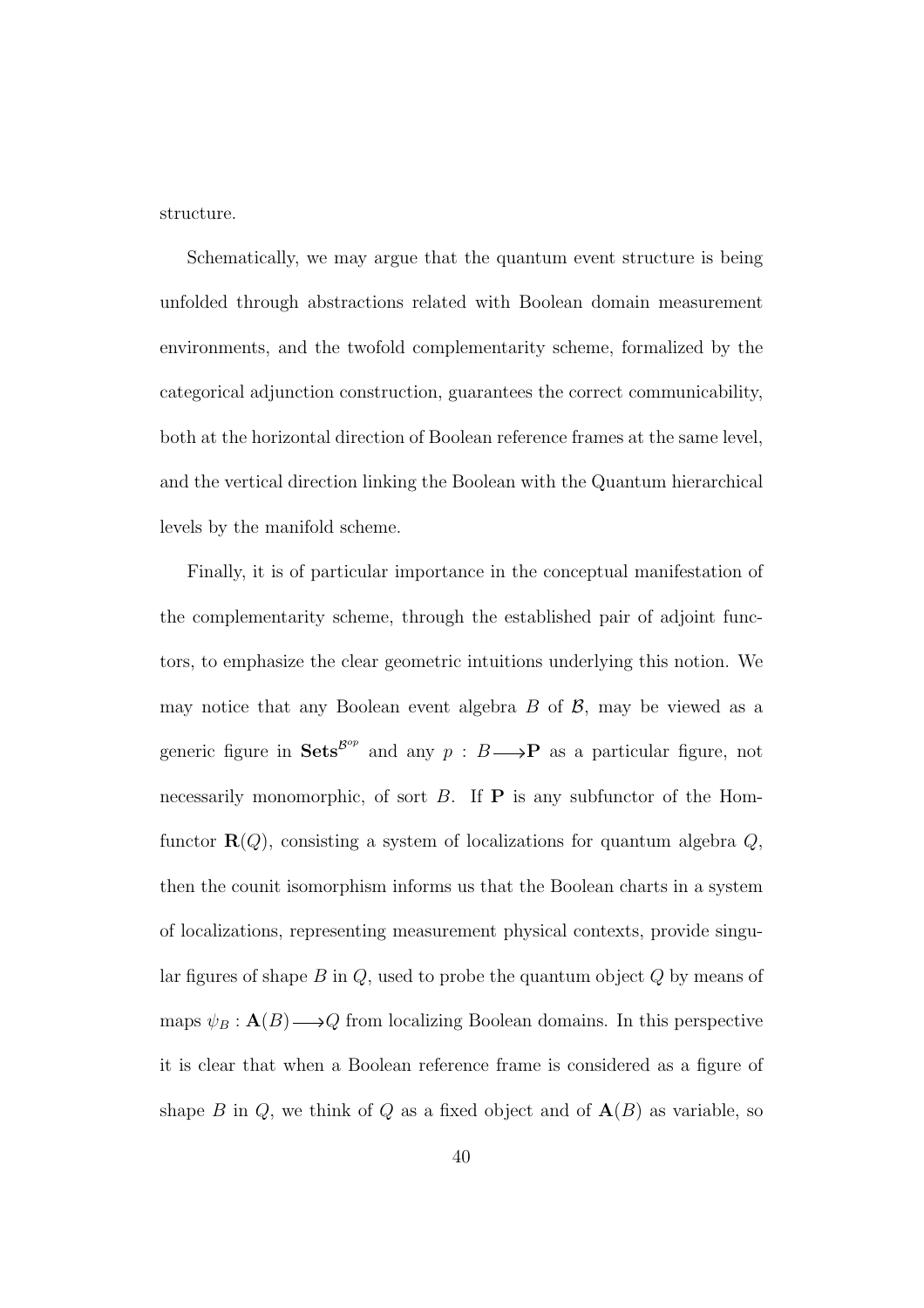structure.

Schematically, we may argue that the quantum event structure is being unfolded through abstractions related with Boolean domain measurement environments, and the twofold complementarity scheme, formalized by the categorical adjunction construction, guarantees the correct communicability, both at the horizontal direction of Boolean reference frames at the same level, and the vertical direction linking the Boolean with the Quantum hierarchical levels by the manifold scheme.

Finally, it is of particular importance in the conceptual manifestation of the complementarity scheme, through the established pair of adjoint functors, to emphasize the clear geometric intuitions underlying this notion. We may notice that any Boolean event algebra $B$ of $\mathcal{B}$, may be viewed as a generic figure in $\mathbf{Sets}^{\mathcal{B}^{op}}$ and any $p : B \longrightarrow \mathbf{P}$ as a particular figure, not necessarily monomorphic, of sort $B$. If $\mathbf{P}$ is any subfunctor of the Hom-functor $\mathbf{R}(Q)$, consisting a system of localizations for quantum algebra $Q$, then the counit isomorphism informs us that the Boolean charts in a system of localizations, representing measurement physical contexts, provide singular figures of shape $B$ in $Q$, used to probe the quantum object $Q$ by means of maps $\psi_B : \mathbf{A}(B) \longrightarrow Q$ from localizing Boolean domains. In this perspective it is clear that when a Boolean reference frame is considered as a figure of shape $B$ in $Q$, we think of $Q$ as a fixed object and of $\mathbf{A}(B)$ as variable, so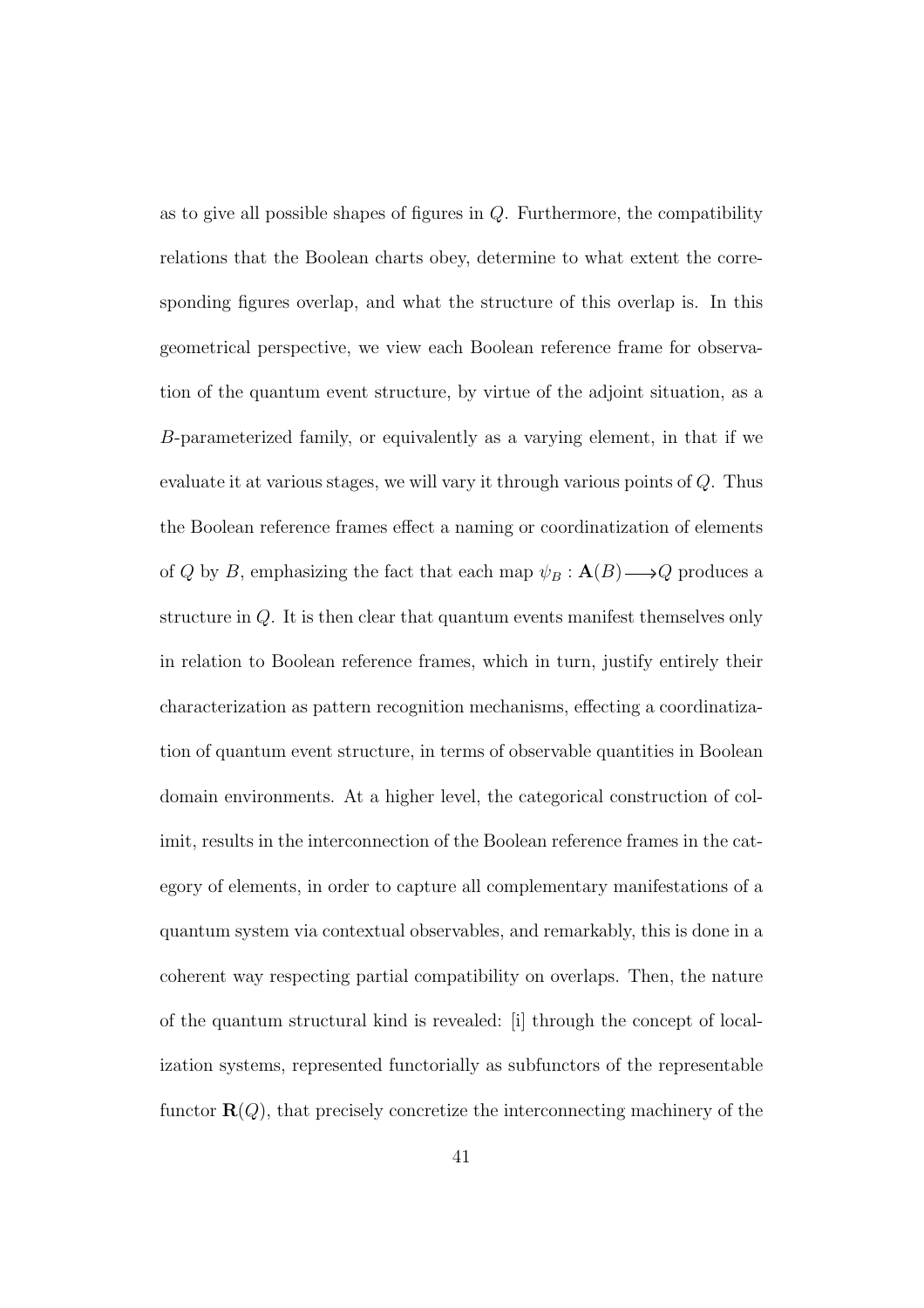as to give all possible shapes of figures in $Q$. Furthermore, the compatibility relations that the Boolean charts obey, determine to what extent the corresponding figures overlap, and what the structure of this overlap is. In this geometrical perspective, we view each Boolean reference frame for observation of the quantum event structure, by virtue of the adjoint situation, as a $B$-parameterized family, or equivalently as a varying element, in that if we evaluate it at various stages, we will vary it through various points of $Q$. Thus the Boolean reference frames effect a naming or coordinatization of elements of $Q$ by $B$, emphasizing the fact that each map $\psi_B : \mathbf{A}(B) \longrightarrow Q$ produces a structure in $Q$. It is then clear that quantum events manifest themselves only in relation to Boolean reference frames, which in turn, justify entirely their characterization as pattern recognition mechanisms, effecting a coordinatization of quantum event structure, in terms of observable quantities in Boolean domain environments. At a higher level, the categorical construction of colimit, results in the interconnection of the Boolean reference frames in the category of elements, in order to capture all complementary manifestations of a quantum system via contextual observables, and remarkably, this is done in a coherent way respecting partial compatibility on overlaps. Then, the nature of the quantum structural kind is revealed: [i] through the concept of localization systems, represented functorially as subfunctors of the representable functor $\mathbf{R}(Q)$, that precisely concretize the interconnecting machinery of the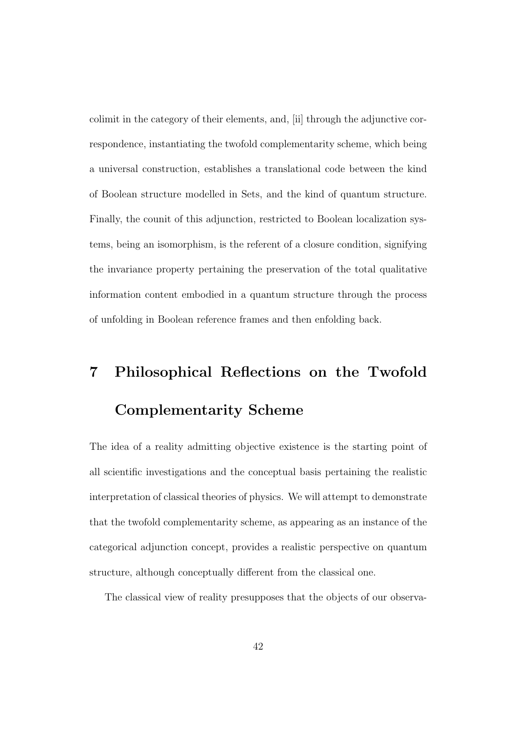colimit in the category of their elements, and, [ii] through the adjunctive correspondence, instantiating the twofold complementarity scheme, which being a universal construction, establishes a translational code between the kind of Boolean structure modelled in Sets, and the kind of quantum structure. Finally, the counit of this adjunction, restricted to Boolean localization systems, being an isomorphism, is the referent of a closure condition, signifying the invariance property pertaining the preservation of the total qualitative information content embodied in a quantum structure through the process of unfolding in Boolean reference frames and then enfolding back.

# 7 Philosophical Reflections on the Twofold Complementarity Scheme

The idea of a reality admitting objective existence is the starting point of all scientific investigations and the conceptual basis pertaining the realistic interpretation of classical theories of physics. We will attempt to demonstrate that the twofold complementarity scheme, as appearing as an instance of the categorical adjunction concept, provides a realistic perspective on quantum structure, although conceptually different from the classical one.

The classical view of reality presupposes that the objects of our observa-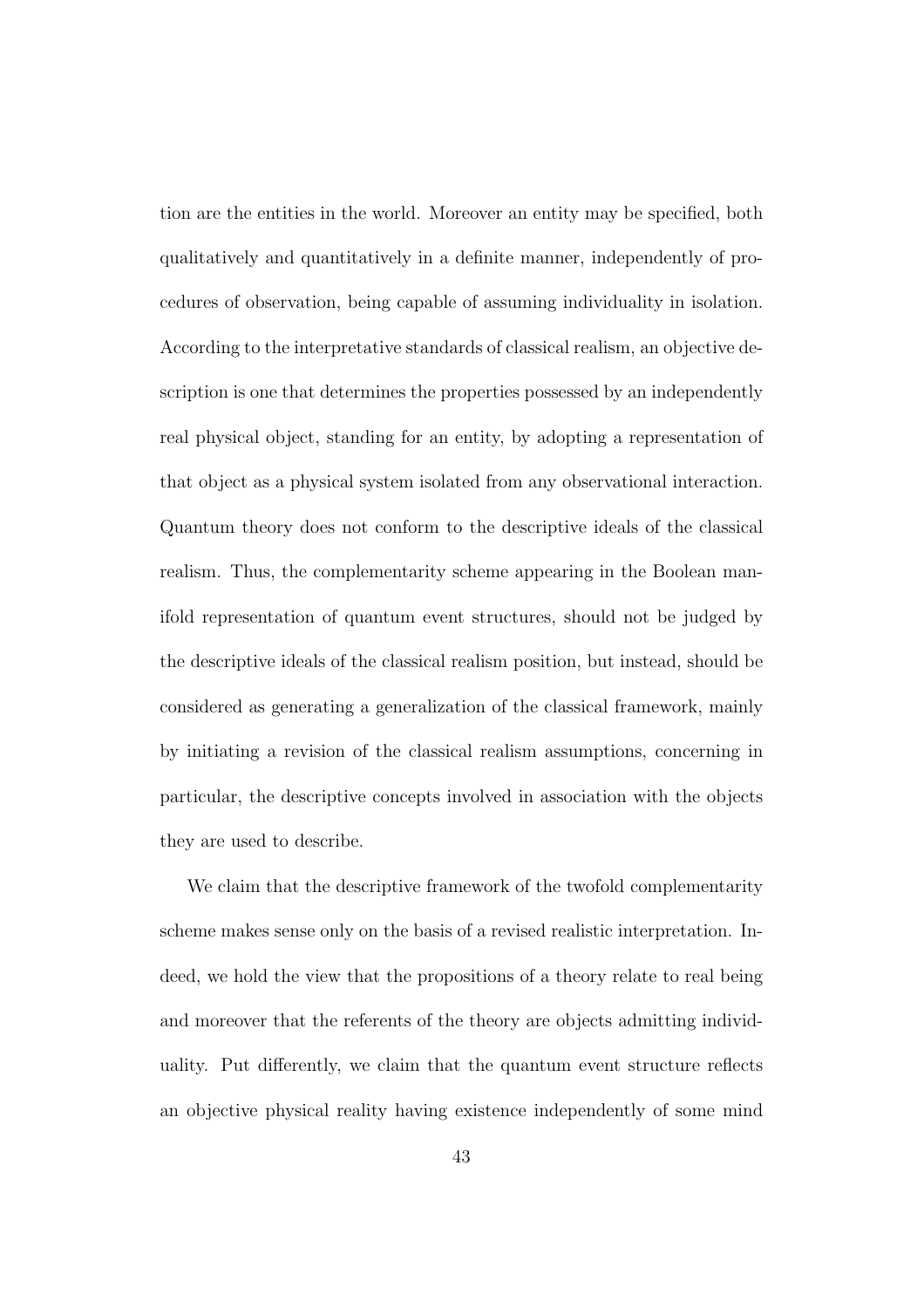tion are the entities in the world. Moreover an entity may be specified, both qualitatively and quantitatively in a definite manner, independently of procedures of observation, being capable of assuming individuality in isolation. According to the interpretative standards of classical realism, an objective description is one that determines the properties possessed by an independently real physical object, standing for an entity, by adopting a representation of that object as a physical system isolated from any observational interaction. Quantum theory does not conform to the descriptive ideals of the classical realism. Thus, the complementarity scheme appearing in the Boolean manifold representation of quantum event structures, should not be judged by the descriptive ideals of the classical realism position, but instead, should be considered as generating a generalization of the classical framework, mainly by initiating a revision of the classical realism assumptions, concerning in particular, the descriptive concepts involved in association with the objects they are used to describe.

We claim that the descriptive framework of the twofold complementarity scheme makes sense only on the basis of a revised realistic interpretation. Indeed, we hold the view that the propositions of a theory relate to real being and moreover that the referents of the theory are objects admitting individuality. Put differently, we claim that the quantum event structure reflects an objective physical reality having existence independently of some mind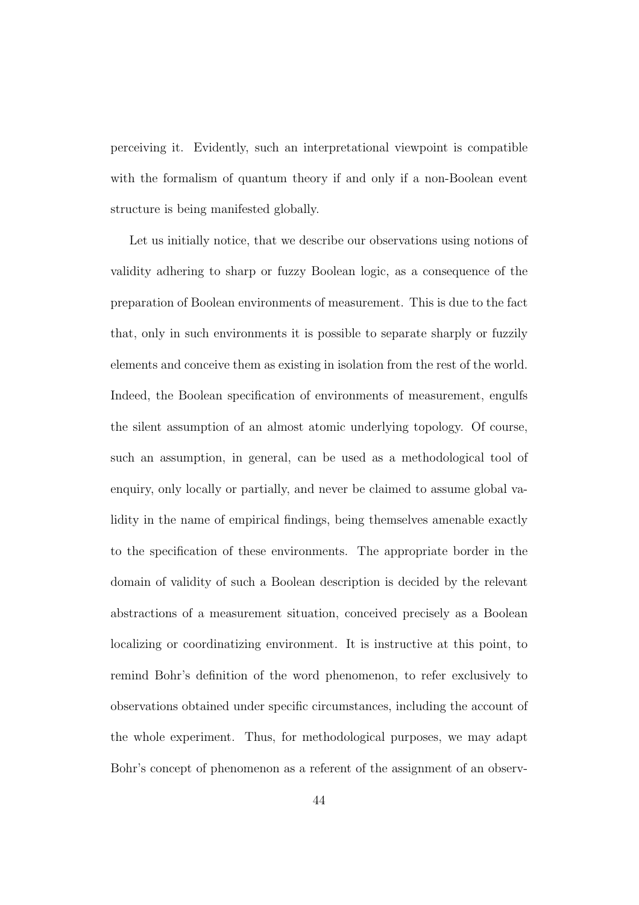perceiving it. Evidently, such an interpretational viewpoint is compatible with the formalism of quantum theory if and only if a non-Boolean event structure is being manifested globally.

Let us initially notice, that we describe our observations using notions of validity adhering to sharp or fuzzy Boolean logic, as a consequence of the preparation of Boolean environments of measurement. This is due to the fact that, only in such environments it is possible to separate sharply or fuzzily elements and conceive them as existing in isolation from the rest of the world. Indeed, the Boolean specification of environments of measurement, engulfs the silent assumption of an almost atomic underlying topology. Of course, such an assumption, in general, can be used as a methodological tool of enquiry, only locally or partially, and never be claimed to assume global validity in the name of empirical findings, being themselves amenable exactly to the specification of these environments. The appropriate border in the domain of validity of such a Boolean description is decided by the relevant abstractions of a measurement situation, conceived precisely as a Boolean localizing or coordinatizing environment. It is instructive at this point, to remind Bohr's definition of the word phenomenon, to refer exclusively to observations obtained under specific circumstances, including the account of the whole experiment. Thus, for methodological purposes, we may adapt Bohr's concept of phenomenon as a referent of the assignment of an observ-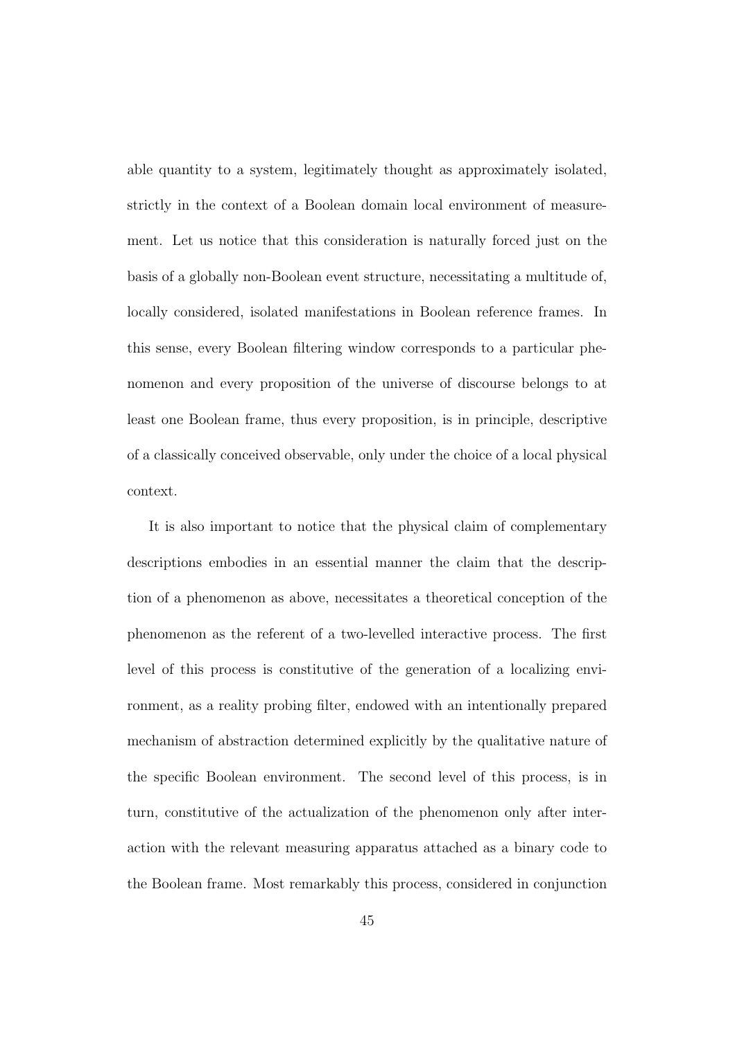able quantity to a system, legitimately thought as approximately isolated, strictly in the context of a Boolean domain local environment of measurement. Let us notice that this consideration is naturally forced just on the basis of a globally non-Boolean event structure, necessitating a multitude of, locally considered, isolated manifestations in Boolean reference frames. In this sense, every Boolean filtering window corresponds to a particular phenomenon and every proposition of the universe of discourse belongs to at least one Boolean frame, thus every proposition, is in principle, descriptive of a classically conceived observable, only under the choice of a local physical context.

It is also important to notice that the physical claim of complementary descriptions embodies in an essential manner the claim that the description of a phenomenon as above, necessitates a theoretical conception of the phenomenon as the referent of a two-levelled interactive process. The first level of this process is constitutive of the generation of a localizing environment, as a reality probing filter, endowed with an intentionally prepared mechanism of abstraction determined explicitly by the qualitative nature of the specific Boolean environment. The second level of this process, is in turn, constitutive of the actualization of the phenomenon only after interaction with the relevant measuring apparatus attached as a binary code to the Boolean frame. Most remarkably this process, considered in conjunction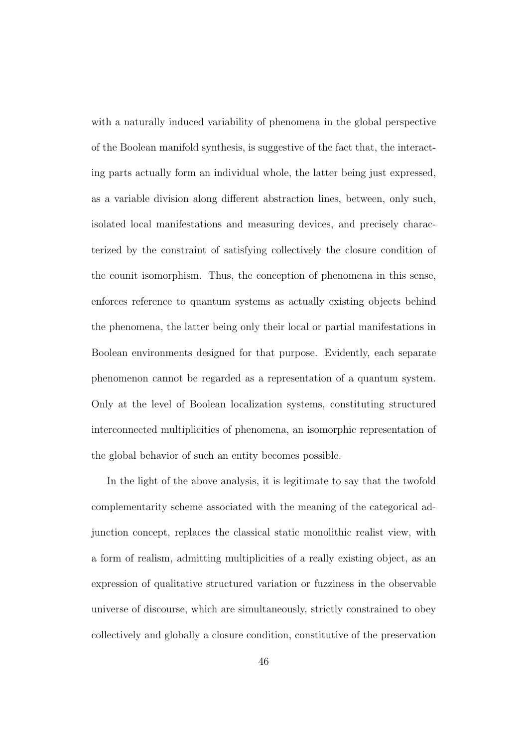with a naturally induced variability of phenomena in the global perspective of the Boolean manifold synthesis, is suggestive of the fact that, the interacting parts actually form an individual whole, the latter being just expressed, as a variable division along different abstraction lines, between, only such, isolated local manifestations and measuring devices, and precisely characterized by the constraint of satisfying collectively the closure condition of the counit isomorphism. Thus, the conception of phenomena in this sense, enforces reference to quantum systems as actually existing objects behind the phenomena, the latter being only their local or partial manifestations in Boolean environments designed for that purpose. Evidently, each separate phenomenon cannot be regarded as a representation of a quantum system. Only at the level of Boolean localization systems, constituting structured interconnected multiplicities of phenomena, an isomorphic representation of the global behavior of such an entity becomes possible.

In the light of the above analysis, it is legitimate to say that the twofold complementarity scheme associated with the meaning of the categorical adjunction concept, replaces the classical static monolithic realist view, with a form of realism, admitting multiplicities of a really existing object, as an expression of qualitative structured variation or fuzziness in the observable universe of discourse, which are simultaneously, strictly constrained to obey collectively and globally a closure condition, constitutive of the preservation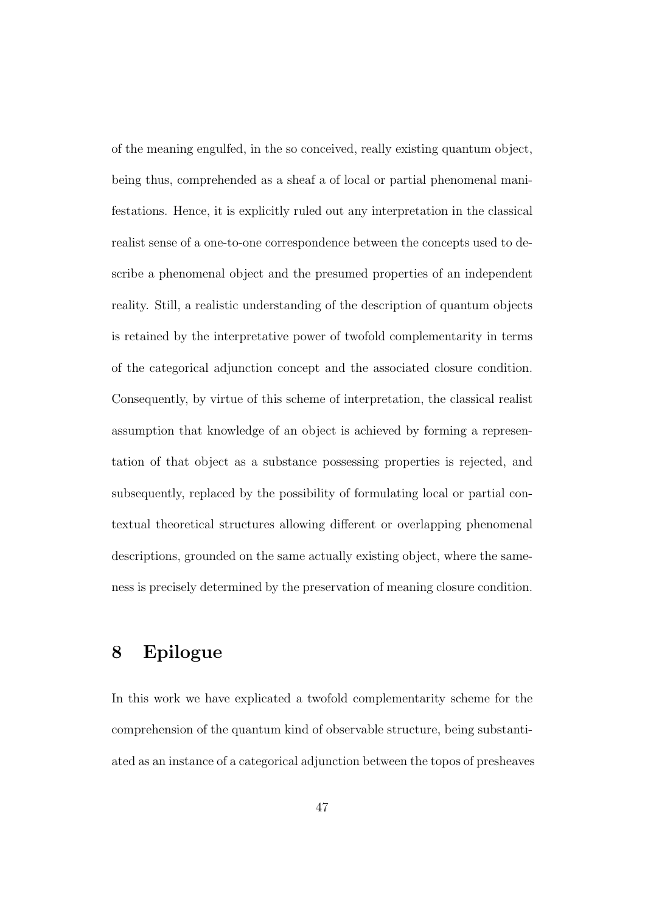of the meaning engulfed, in the so conceived, really existing quantum object, being thus, comprehended as a sheaf a of local or partial phenomenal manifestations. Hence, it is explicitly ruled out any interpretation in the classical realist sense of a one-to-one correspondence between the concepts used to describe a phenomenal object and the presumed properties of an independent reality. Still, a realistic understanding of the description of quantum objects is retained by the interpretative power of twofold complementarity in terms of the categorical adjunction concept and the associated closure condition. Consequently, by virtue of this scheme of interpretation, the classical realist assumption that knowledge of an object is achieved by forming a representation of that object as a substance possessing properties is rejected, and subsequently, replaced by the possibility of formulating local or partial contextual theoretical structures allowing different or overlapping phenomenal descriptions, grounded on the same actually existing object, where the sameness is precisely determined by the preservation of meaning closure condition.

## 8 Epilogue

In this work we have explicated a twofold complementarity scheme for the comprehension of the quantum kind of observable structure, being substantiated as an instance of a categorical adjunction between the topos of presheaves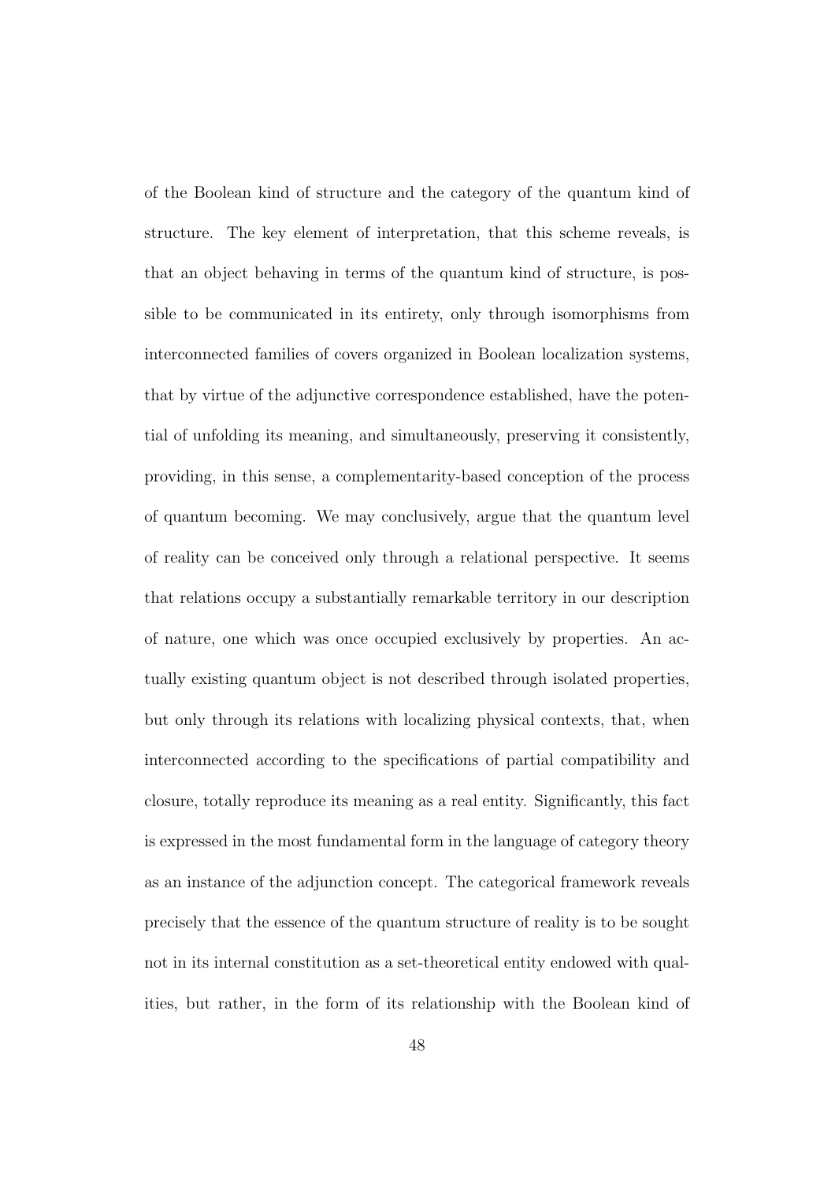of the Boolean kind of structure and the category of the quantum kind of structure. The key element of interpretation, that this scheme reveals, is that an object behaving in terms of the quantum kind of structure, is possible to be communicated in its entirety, only through isomorphisms from interconnected families of covers organized in Boolean localization systems, that by virtue of the adjunctive correspondence established, have the potential of unfolding its meaning, and simultaneously, preserving it consistently, providing, in this sense, a complementarity-based conception of the process of quantum becoming. We may conclusively, argue that the quantum level of reality can be conceived only through a relational perspective. It seems that relations occupy a substantially remarkable territory in our description of nature, one which was once occupied exclusively by properties. An actually existing quantum object is not described through isolated properties, but only through its relations with localizing physical contexts, that, when interconnected according to the specifications of partial compatibility and closure, totally reproduce its meaning as a real entity. Significantly, this fact is expressed in the most fundamental form in the language of category theory as an instance of the adjunction concept. The categorical framework reveals precisely that the essence of the quantum structure of reality is to be sought not in its internal constitution as a set-theoretical entity endowed with qualities, but rather, in the form of its relationship with the Boolean kind of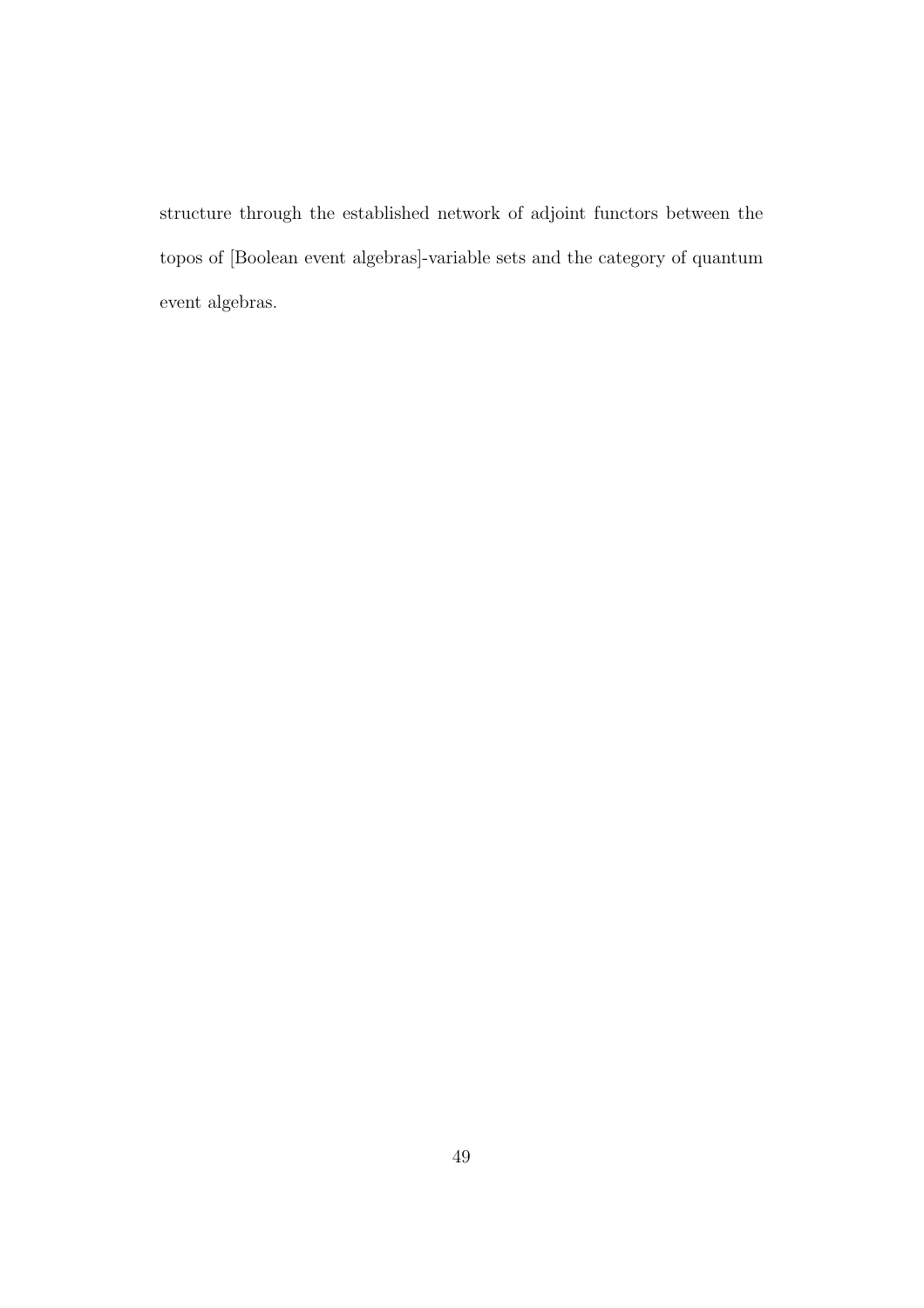structure through the established network of adjoint functors between the topos of [Boolean event algebras]-variable sets and the category of quantum event algebras.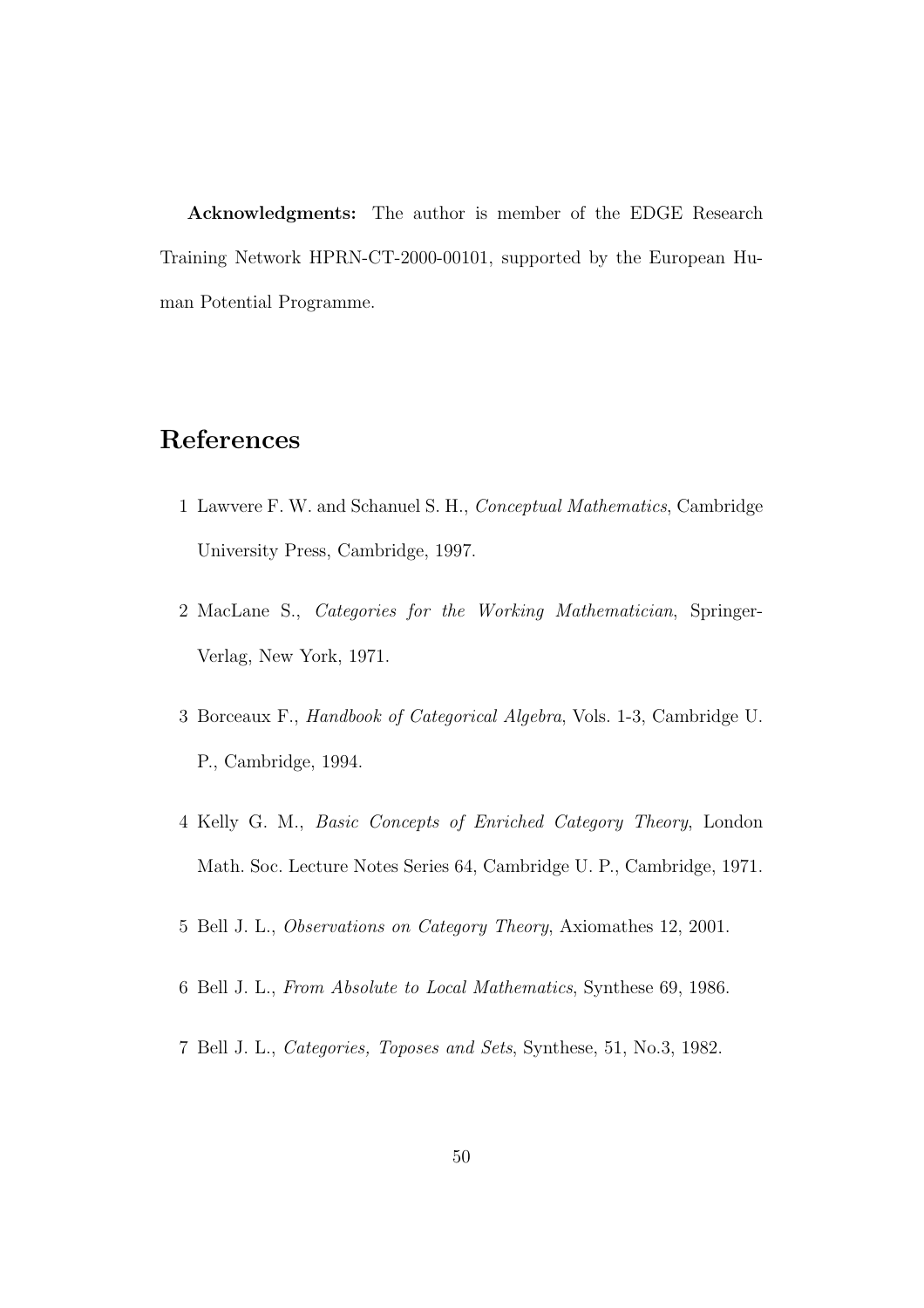**Acknowledgments:** The author is member of the EDGE Research Training Network HPRN-CT-2000-00101, supported by the European Human Potential Programme.

## References

1 Lawvere F. W. and Schanuel S. H., *Conceptual Mathematics*, Cambridge University Press, Cambridge, 1997.

2 MacLane S., *Categories for the Working Mathematician*, Springer-Verlag, New York, 1971.

3 Borceaux F., *Handbook of Categorical Algebra*, Vols. 1-3, Cambridge U. P., Cambridge, 1994.

4 Kelly G. M., *Basic Concepts of Enriched Category Theory*, London Math. Soc. Lecture Notes Series 64, Cambridge U. P., Cambridge, 1971.

5 Bell J. L., *Observations on Category Theory*, Axiomathes 12, 2001.

6 Bell J. L., *From Absolute to Local Mathematics*, Synthese 69, 1986.

7 Bell J. L., *Categories, Toposes and Sets*, Synthese, 51, No.3, 1982.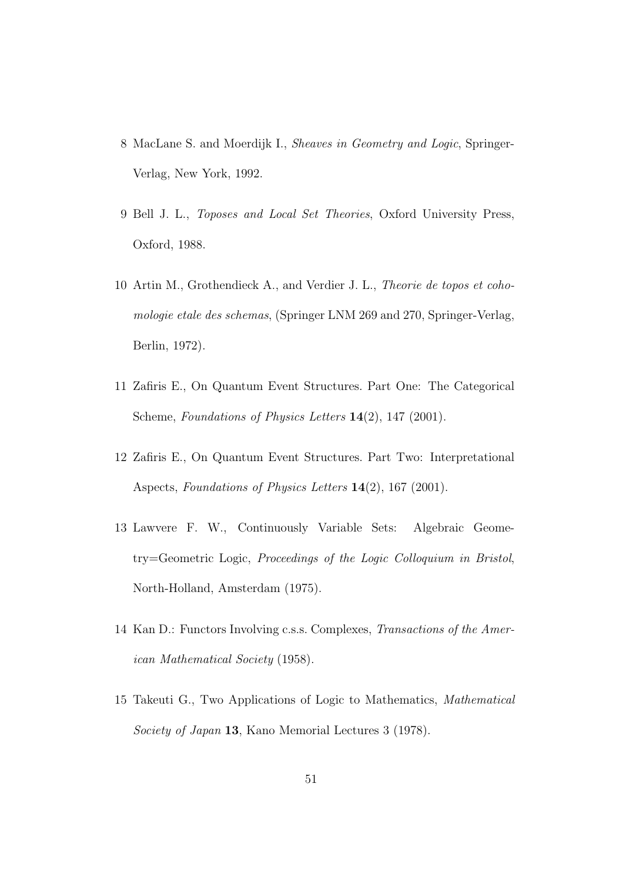8 MacLane S. and Moerdijk I., *Sheaves in Geometry and Logic*, Springer-Verlag, New York, 1992.

9 Bell J. L., *Toposes and Local Set Theories*, Oxford University Press, Oxford, 1988.

10 Artin M., Grothendieck A., and Verdier J. L., *Theorie de topos et cohomologie etale des schemas*, (Springer LNM 269 and 270, Springer-Verlag, Berlin, 1972).

11 Zafiris E., On Quantum Event Structures. Part One: The Categorical Scheme, *Foundations of Physics Letters* **14**(2), 147 (2001).

12 Zafiris E., On Quantum Event Structures. Part Two: Interpretational Aspects, *Foundations of Physics Letters* **14**(2), 167 (2001).

13 Lawvere F. W., Continuously Variable Sets: Algebraic Geometry=Geometric Logic, *Proceedings of the Logic Colloquium in Bristol*, North-Holland, Amsterdam (1975).

14 Kan D.: Functors Involving c.s.s. Complexes, *Transactions of the American Mathematical Society* (1958).

15 Takeuti G., Two Applications of Logic to Mathematics, *Mathematical Society of Japan* **13**, Kano Memorial Lectures 3 (1978).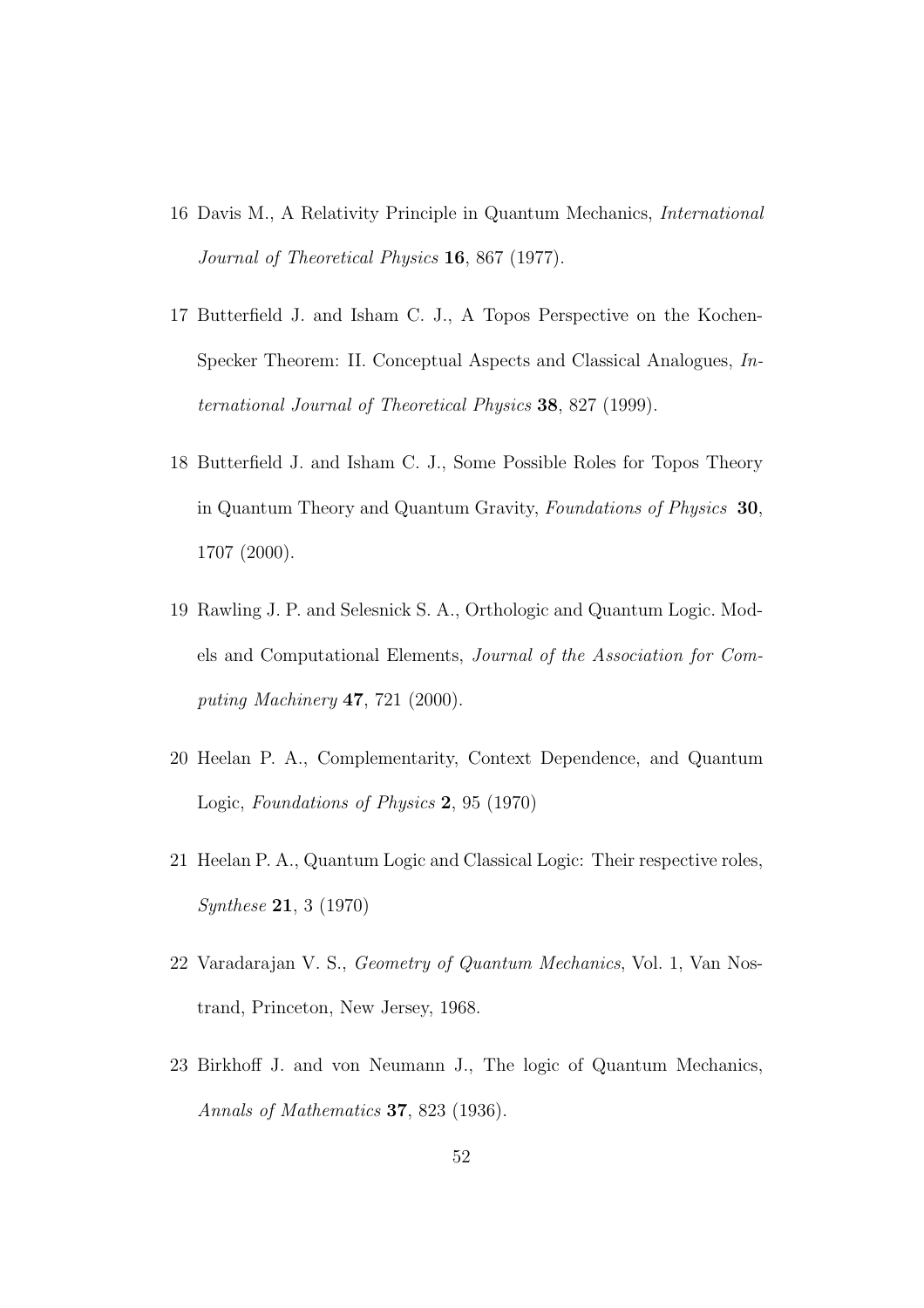16 Davis M., A Relativity Principle in Quantum Mechanics, *International Journal of Theoretical Physics* **16**, 867 (1977).

17 Butterfield J. and Isham C. J., A Topos Perspective on the Kochen-Specker Theorem: II. Conceptual Aspects and Classical Analogues, *International Journal of Theoretical Physics* **38**, 827 (1999).

18 Butterfield J. and Isham C. J., Some Possible Roles for Topos Theory in Quantum Theory and Quantum Gravity, *Foundations of Physics* **30**, 1707 (2000).

19 Rawling J. P. and Selesnick S. A., Orthologic and Quantum Logic. Models and Computational Elements, *Journal of the Association for Computing Machinery* **47**, 721 (2000).

20 Heelan P. A., Complementarity, Context Dependence, and Quantum Logic, *Foundations of Physics* **2**, 95 (1970)

21 Heelan P. A., Quantum Logic and Classical Logic: Their respective roles, *Synthese* **21**, 3 (1970)

22 Varadarajan V. S., *Geometry of Quantum Mechanics*, Vol. 1, Van Nostrand, Princeton, New Jersey, 1968.

23 Birkhoff J. and von Neumann J., The logic of Quantum Mechanics, *Annals of Mathematics* **37**, 823 (1936).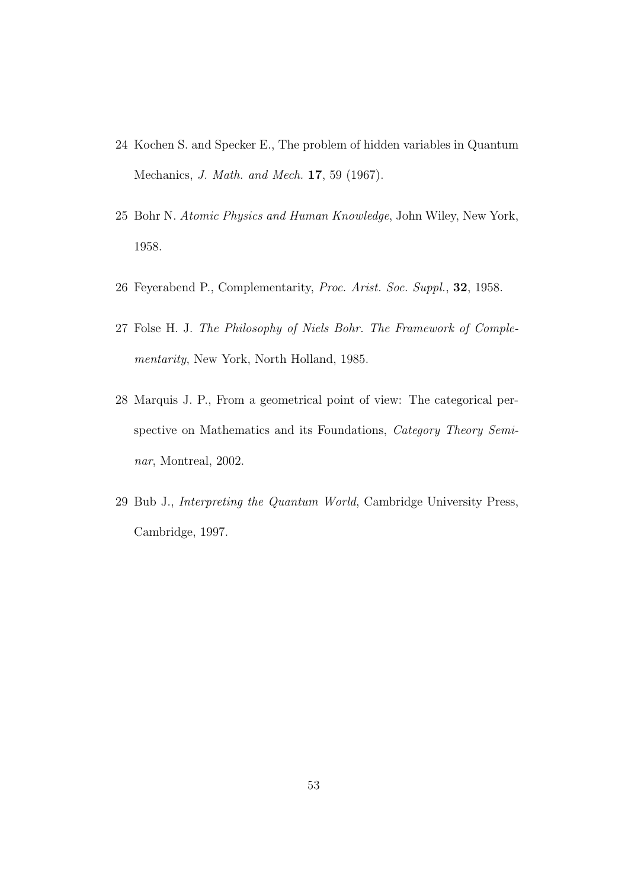24 Kochen S. and Specker E., The problem of hidden variables in Quantum Mechanics, *J. Math. and Mech.* **17**, 59 (1967).

25 Bohr N. *Atomic Physics and Human Knowledge*, John Wiley, New York, 1958.

26 Feyerabend P., Complementarity, *Proc. Arist. Soc. Suppl.*, **32**, 1958.

27 Folse H. J. *The Philosophy of Niels Bohr. The Framework of Complementarity*, New York, North Holland, 1985.

28 Marquis J. P., From a geometrical point of view: The categorical perspective on Mathematics and its Foundations, *Category Theory Seminar*, Montreal, 2002.

29 Bub J., *Interpreting the Quantum World*, Cambridge University Press, Cambridge, 1997.